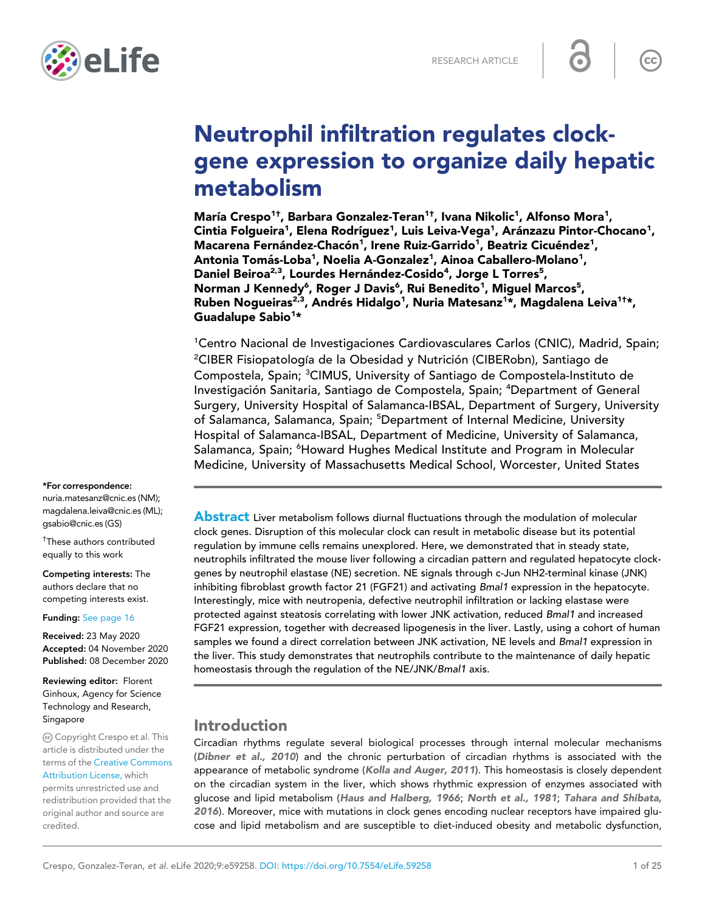# Neutrophil infiltration regulates clock-gene expression to organize daily hepatic metabolism

**María Crespo[1†], Barbara Gonzalez-Teran[1†], Ivana Nikolic[1], Alfonso Mora[1], Cintia Folgueira[1], Elena Rodríguez[1], Luis Leiva-Vega[1], Aránzazu Pintor-Chocano[1], Macarena Fernández-Chacón[1], Irene Ruiz-Garrido[1], Beatriz Cicuéndez[1], Antonia Tomás-Loba[1], Noelia A-Gonzalez[1], Ainoa Caballero-Molano[1], Daniel Beiroa[2,3], Lourdes Hernández-Cosido[4], Jorge L Torres[5], Norman J Kennedy[6], Roger J Davis[6], Rui Benedito[1], Miguel Marcos[5], Ruben Nogueiras[2,3], Andrés Hidalgo[1], Nuria Matesanz[1]*, Magdalena Leiva[1†]*, Guadalupe Sabio[1]***

[1]Centro Nacional de Investigaciones Cardiovasculares Carlos (CNIC), Madrid, Spain; [2]CIBER Fisiopatología de la Obesidad y Nutrición (CIBERobn), Santiago de Compostela, Spain; [3]CIMUS, University of Santiago de Compostela-Instituto de Investigación Sanitaria, Santiago de Compostela, Spain; [4]Department of General Surgery, University Hospital of Salamanca-IBSAL, Department of Surgery, University of Salamanca, Salamanca, Spain; [5]Department of Internal Medicine, University Hospital of Salamanca-IBSAL, Department of Medicine, University of Salamanca, Salamanca, Spain; [6]Howard Hughes Medical Institute and Program in Molecular Medicine, University of Massachusetts Medical School, Worcester, United States

**\*For correspondence:**
nuria.matesanz@cnic.es (NM);
magdalena.leiva@cnic.es (ML);
gsabio@cnic.es (GS)

†These authors contributed equally to this work

**Competing interests:** The authors declare that no competing interests exist.

**Funding:** See page 16

**Received:** 23 May 2020
**Accepted:** 04 November 2020
**Published:** 08 December 2020

**Reviewing editor:** Florent Ginhoux, Agency for Science Technology and Research, Singapore

© Copyright Crespo et al. This article is distributed under the terms of the Creative Commons Attribution License, which permits unrestricted use and redistribution provided that the original author and source are credited.

**Abstract** Liver metabolism follows diurnal fluctuations through the modulation of molecular clock genes. Disruption of this molecular clock can result in metabolic disease but its potential regulation by immune cells remains unexplored. Here, we demonstrated that in steady state, neutrophils infiltrated the mouse liver following a circadian pattern and regulated hepatocyte clock-genes by neutrophil elastase (NE) secretion. NE signals through c-Jun NH2-terminal kinase (JNK) inhibiting fibroblast growth factor 21 (FGF21) and activating *Bmal1* expression in the hepatocyte. Interestingly, mice with neutropenia, defective neutrophil infiltration or lacking elastase were protected against steatosis correlating with lower JNK activation, reduced *Bmal1* and increased FGF21 expression, together with decreased lipogenesis in the liver. Lastly, using a cohort of human samples we found a direct correlation between JNK activation, NE levels and *Bmal1* expression in the liver. This study demonstrates that neutrophils contribute to the maintenance of daily hepatic homeostasis through the regulation of the NE/JNK/*Bmal1* axis.

## Introduction

Circadian rhythms regulate several biological processes through internal molecular mechanisms (*Dibner et al., 2010*) and the chronic perturbation of circadian rhythms is associated with the appearance of metabolic syndrome (*Kolla and Auger, 2011*). This homeostasis is closely dependent on the circadian system in the liver, which shows rhythmic expression of enzymes associated with glucose and lipid metabolism (*Haus and Halberg, 1966*; *North et al., 1981*; *Tahara and Shibata, 2016*). Moreover, mice with mutations in clock genes encoding nuclear receptors have impaired glucose and lipid metabolism and are susceptible to diet-induced obesity and metabolic dysfunction,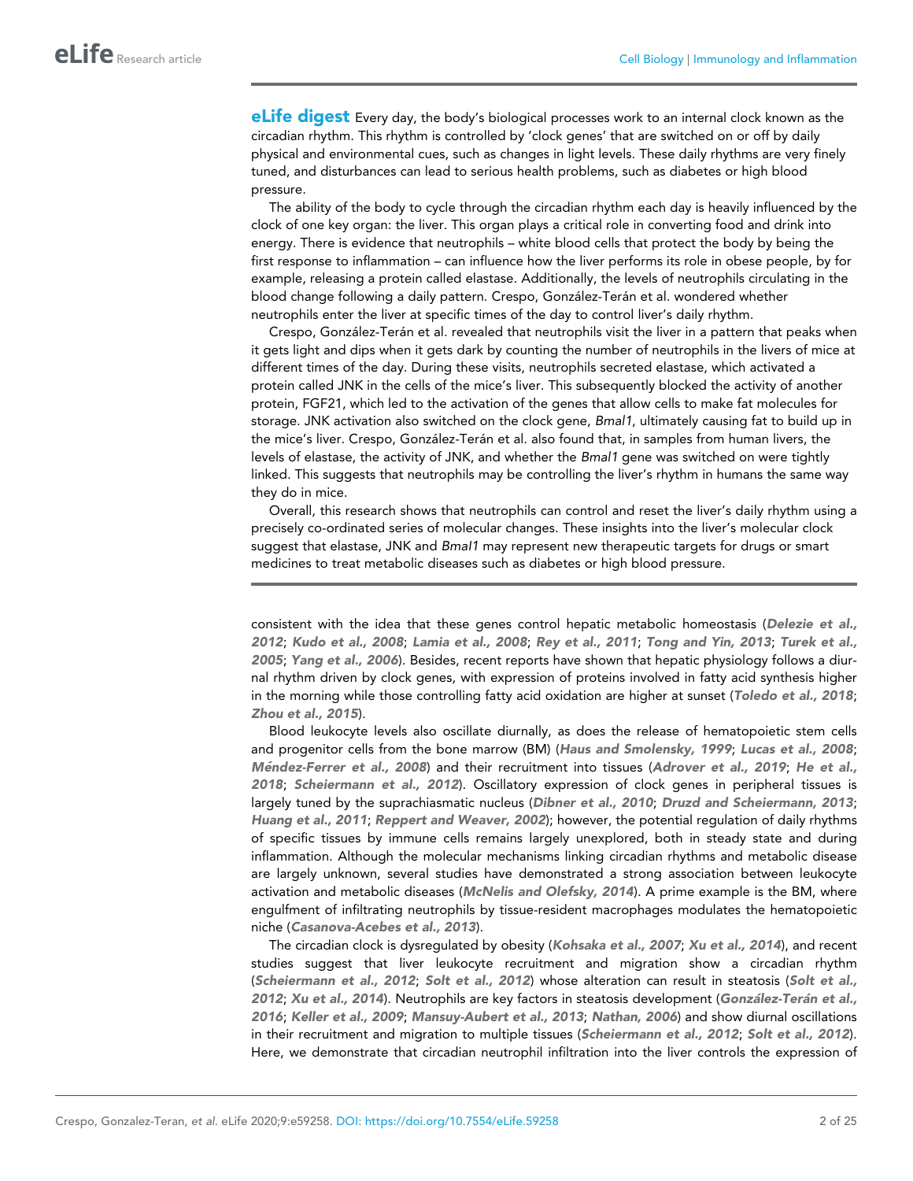**eLife digest** Every day, the body's biological processes work to an internal clock known as the circadian rhythm. This rhythm is controlled by 'clock genes' that are switched on or off by daily physical and environmental cues, such as changes in light levels. These daily rhythms are very finely tuned, and disturbances can lead to serious health problems, such as diabetes or high blood pressure.

The ability of the body to cycle through the circadian rhythm each day is heavily influenced by the clock of one key organ: the liver. This organ plays a critical role in converting food and drink into energy. There is evidence that neutrophils – white blood cells that protect the body by being the first response to inflammation – can influence how the liver performs its role in obese people, by for example, releasing a protein called elastase. Additionally, the levels of neutrophils circulating in the blood change following a daily pattern. Crespo, González-Terán et al. wondered whether neutrophils enter the liver at specific times of the day to control liver's daily rhythm.

Crespo, González-Terán et al. revealed that neutrophils visit the liver in a pattern that peaks when it gets light and dips when it gets dark by counting the number of neutrophils in the livers of mice at different times of the day. During these visits, neutrophils secreted elastase, which activated a protein called JNK in the cells of the mice's liver. This subsequently blocked the activity of another protein, FGF21, which led to the activation of the genes that allow cells to make fat molecules for storage. JNK activation also switched on the clock gene, *Bmal1*, ultimately causing fat to build up in the mice's liver. Crespo, González-Terán et al. also found that, in samples from human livers, the levels of elastase, the activity of JNK, and whether the *Bmal1* gene was switched on were tightly linked. This suggests that neutrophils may be controlling the liver's rhythm in humans the same way they do in mice.

Overall, this research shows that neutrophils can control and reset the liver's daily rhythm using a precisely co-ordinated series of molecular changes. These insights into the liver's molecular clock suggest that elastase, JNK and *Bmal1* may represent new therapeutic targets for drugs or smart medicines to treat metabolic diseases such as diabetes or high blood pressure.

consistent with the idea that these genes control hepatic metabolic homeostasis (**Delezie et al., 2012**; **Kudo et al., 2008**; **Lamia et al., 2008**; **Rey et al., 2011**; **Tong and Yin, 2013**; **Turek et al., 2005**; **Yang et al., 2006**). Besides, recent reports have shown that hepatic physiology follows a diurnal rhythm driven by clock genes, with expression of proteins involved in fatty acid synthesis higher in the morning while those controlling fatty acid oxidation are higher at sunset (**Toledo et al., 2018**; **Zhou et al., 2015**).

Blood leukocyte levels also oscillate diurnally, as does the release of hematopoietic stem cells and progenitor cells from the bone marrow (BM) (**Haus and Smolensky, 1999**; **Lucas et al., 2008**; **Méndez-Ferrer et al., 2008**) and their recruitment into tissues (**Adrover et al., 2019**; **He et al., 2018**; **Scheiermann et al., 2012**). Oscillatory expression of clock genes in peripheral tissues is largely tuned by the suprachiasmatic nucleus (**Dibner et al., 2010**; **Druzd and Scheiermann, 2013**; **Huang et al., 2011**; **Reppert and Weaver, 2002**); however, the potential regulation of daily rhythms of specific tissues by immune cells remains largely unexplored, both in steady state and during inflammation. Although the molecular mechanisms linking circadian rhythms and metabolic disease are largely unknown, several studies have demonstrated a strong association between leukocyte activation and metabolic diseases (**McNelis and Olefsky, 2014**). A prime example is the BM, where engulfment of infiltrating neutrophils by tissue-resident macrophages modulates the hematopoietic niche (**Casanova-Acebes et al., 2013**).

The circadian clock is dysregulated by obesity (**Kohsaka et al., 2007**; **Xu et al., 2014**), and recent studies suggest that liver leukocyte recruitment and migration show a circadian rhythm (**Scheiermann et al., 2012**; **Solt et al., 2012**) whose alteration can result in steatosis (**Solt et al., 2012**; **Xu et al., 2014**). Neutrophils are key factors in steatosis development (**González-Terán et al., 2016**; **Keller et al., 2009**; **Mansuy-Aubert et al., 2013**; **Nathan, 2006**) and show diurnal oscillations in their recruitment and migration to multiple tissues (**Scheiermann et al., 2012**; **Solt et al., 2012**). Here, we demonstrate that circadian neutrophil infiltration into the liver controls the expression of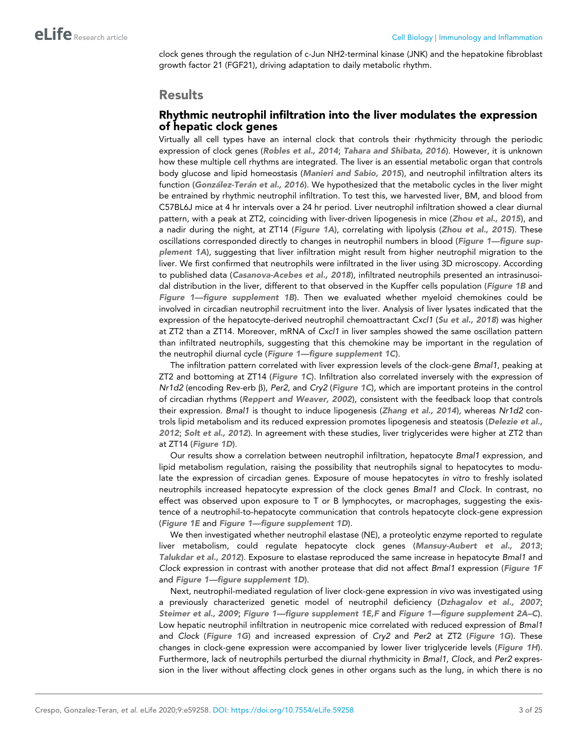clock genes through the regulation of c-Jun NH2-terminal kinase (JNK) and the hepatokine fibroblast growth factor 21 (FGF21), driving adaptation to daily metabolic rhythm.

## Results

### Rhythmic neutrophil infiltration into the liver modulates the expression of hepatic clock genes

Virtually all cell types have an internal clock that controls their rhythmicity through the periodic expression of clock genes (*Robles et al., 2014*; *Tahara and Shibata, 2016*). However, it is unknown how these multiple cell rhythms are integrated. The liver is an essential metabolic organ that controls body glucose and lipid homeostasis (*Manieri and Sabio, 2015*), and neutrophil infiltration alters its function (*González-Terán et al., 2016*). We hypothesized that the metabolic cycles in the liver might be entrained by rhythmic neutrophil infiltration. To test this, we harvested liver, BM, and blood from C57BL6J mice at 4 hr intervals over a 24 hr period. Liver neutrophil infiltration showed a clear diurnal pattern, with a peak at ZT2, coinciding with liver-driven lipogenesis in mice (*Zhou et al., 2015*), and a nadir during the night, at ZT14 (*Figure 1A*), correlating with lipolysis (*Zhou et al., 2015*). These oscillations corresponded directly to changes in neutrophil numbers in blood (*Figure 1—figure supplement 1A*), suggesting that liver infiltration might result from higher neutrophil migration to the liver. We first confirmed that neutrophils were infiltrated in the liver using 3D microscopy. According to published data (*Casanova-Acebes et al., 2018*), infiltrated neutrophils presented an intrasinusoidal distribution in the liver, different to that observed in the Kupffer cells population (*Figure 1B* and *Figure 1—figure supplement 1B*). Then we evaluated whether myeloid chemokines could be involved in circadian neutrophil recruitment into the liver. Analysis of liver lysates indicated that the expression of the hepatocyte-derived neutrophil chemoattractant *Cxcl1* (*Su et al., 2018*) was higher at ZT2 than a ZT14. Moreover, mRNA of *Cxcl1* in liver samples showed the same oscillation pattern than infiltrated neutrophils, suggesting that this chemokine may be important in the regulation of the neutrophil diurnal cycle (*Figure 1—figure supplement 1C*).

The infiltration pattern correlated with liver expression levels of the clock-gene *Bmal1*, peaking at ZT2 and bottoming at ZT14 (*Figure 1C*). Infiltration also correlated inversely with the expression of *Nr1d2* (encoding Rev-erb β), *Per2*, and *Cry2* (*Figure 1C*), which are important proteins in the control of circadian rhythms (*Reppert and Weaver, 2002*), consistent with the feedback loop that controls their expression. *Bmal1* is thought to induce lipogenesis (*Zhang et al., 2014*), whereas *Nr1d2* controls lipid metabolism and its reduced expression promotes lipogenesis and steatosis (*Delezie et al., 2012*; *Solt et al., 2012*). In agreement with these studies, liver triglycerides were higher at ZT2 than at ZT14 (*Figure 1D*).

Our results show a correlation between neutrophil infiltration, hepatocyte *Bmal1* expression, and lipid metabolism regulation, raising the possibility that neutrophils signal to hepatocytes to modulate the expression of circadian genes. Exposure of mouse hepatocytes *in vitro* to freshly isolated neutrophils increased hepatocyte expression of the clock genes *Bmal1* and *Clock*. In contrast, no effect was observed upon exposure to T or B lymphocytes, or macrophages, suggesting the existence of a neutrophil-to-hepatocyte communication that controls hepatocyte clock-gene expression (*Figure 1E* and *Figure 1—figure supplement 1D*).

We then investigated whether neutrophil elastase (NE), a proteolytic enzyme reported to regulate liver metabolism, could regulate hepatocyte clock genes (*Mansuy-Aubert et al., 2013*; *Talukdar et al., 2012*). Exposure to elastase reproduced the same increase in hepatocyte *Bmal1* and *Clock* expression in contrast with another protease that did not affect *Bmal1* expression (*Figure 1F* and *Figure 1—figure supplement 1D*).

Next, neutrophil-mediated regulation of liver clock-gene expression *in vivo* was investigated using a previously characterized genetic model of neutrophil deficiency (*Dzhagalov et al., 2007*; *Steimer et al., 2009*; *Figure 1—figure supplement 1E,F* and *Figure 1—figure supplement 2A–C*). Low hepatic neutrophil infiltration in neutropenic mice correlated with reduced expression of *Bmal1* and *Clock* (*Figure 1G*) and increased expression of *Cry2* and *Per2* at ZT2 (*Figure 1G*). These changes in clock-gene expression were accompanied by lower liver triglyceride levels (*Figure 1H*). Furthermore, lack of neutrophils perturbed the diurnal rhythmicity in *Bmal1*, *Clock*, and *Per2* expression in the liver without affecting clock genes in other organs such as the lung, in which there is no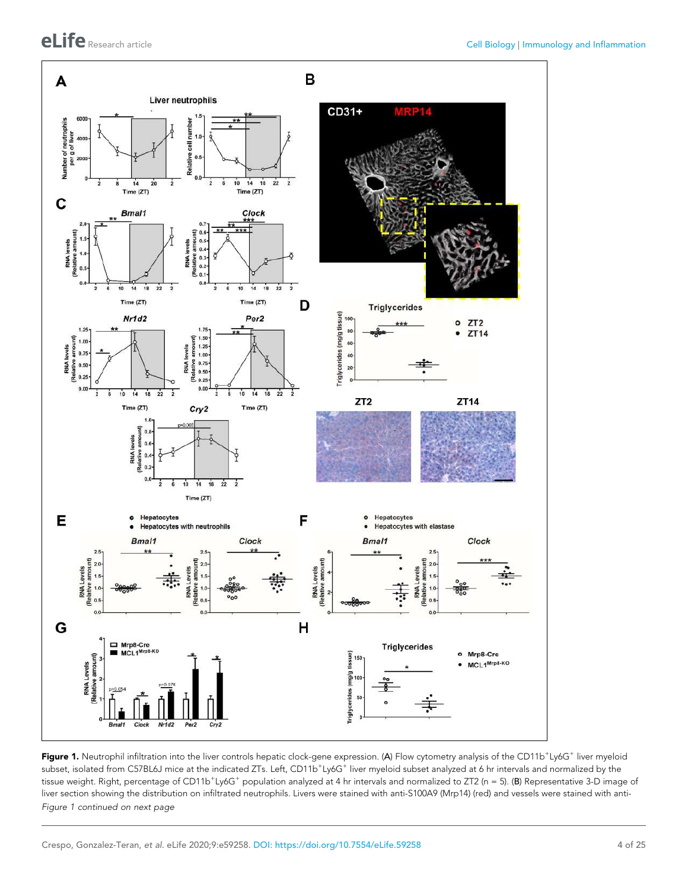A

Liver neutrophils

Number of neutrophils per g of liver

6000
4000
2000
0

2 8 14 20 2

Time (ZT)

Relative cell number

1.5
1.0
0.5
0.0

2 6 10 14 18 22 2

Time (ZT)

B

CD31+ MRP14

C

Bmal1

RNA levels (Relative amount)

Time (ZT)

Clock

RNA levels (Relative amount)

Time (ZT)

Nr1d2

RNA levels (Relative amount)

Time (ZT)

Per2

RNA levels (Relative amount)

Time (ZT)

Cry2

p=0.065

RNA levels (Relative amount)

Time (ZT)

D

Triglycerides

Triglycerides (mg/g tissue)

ZT2
ZT14

ZT2 ZT14

E

Hepatocytes
Hepatocytes with neutrophils

Bmal1

Clock

RNA Levels (Relative amount)

F

Hepatocytes
Hepatocytes with elastase

Bmal1

Clock

RNA Levels (Relative amount)

G

Mrp8-Cre
MCL1[Mrp8-KO]

RNA Levels (Relative amount)

p=0.054
p=0.074

Bmal1 Clock Nr1d2 Per2 Cry2

H

Triglycerides

Triglycerides (mg/g tissue)

Mrp8-Cre
MCL1[Mrp8-KO]

**Figure 1.** Neutrophil infiltration into the liver controls hepatic clock-gene expression. (**A**) Flow cytometry analysis of the CD11b$^{+}$Ly6G$^{+}$ liver myeloid subset, isolated from C57BL6J mice at the indicated ZTs. Left, CD11b$^{+}$Ly6G$^{+}$ liver myeloid subset analyzed at 6 hr intervals and normalized by the tissue weight. Right, percentage of CD11b$^{+}$Ly6G$^{+}$ population analyzed at 4 hr intervals and normalized to ZT2 (n = 5). (**B**) Representative 3-D image of liver section showing the distribution on infiltrated neutrophils. Livers were stained with anti-S100A9 (Mrp14) (red) and vessels were stained with anti-

*Figure 1 continued on next page*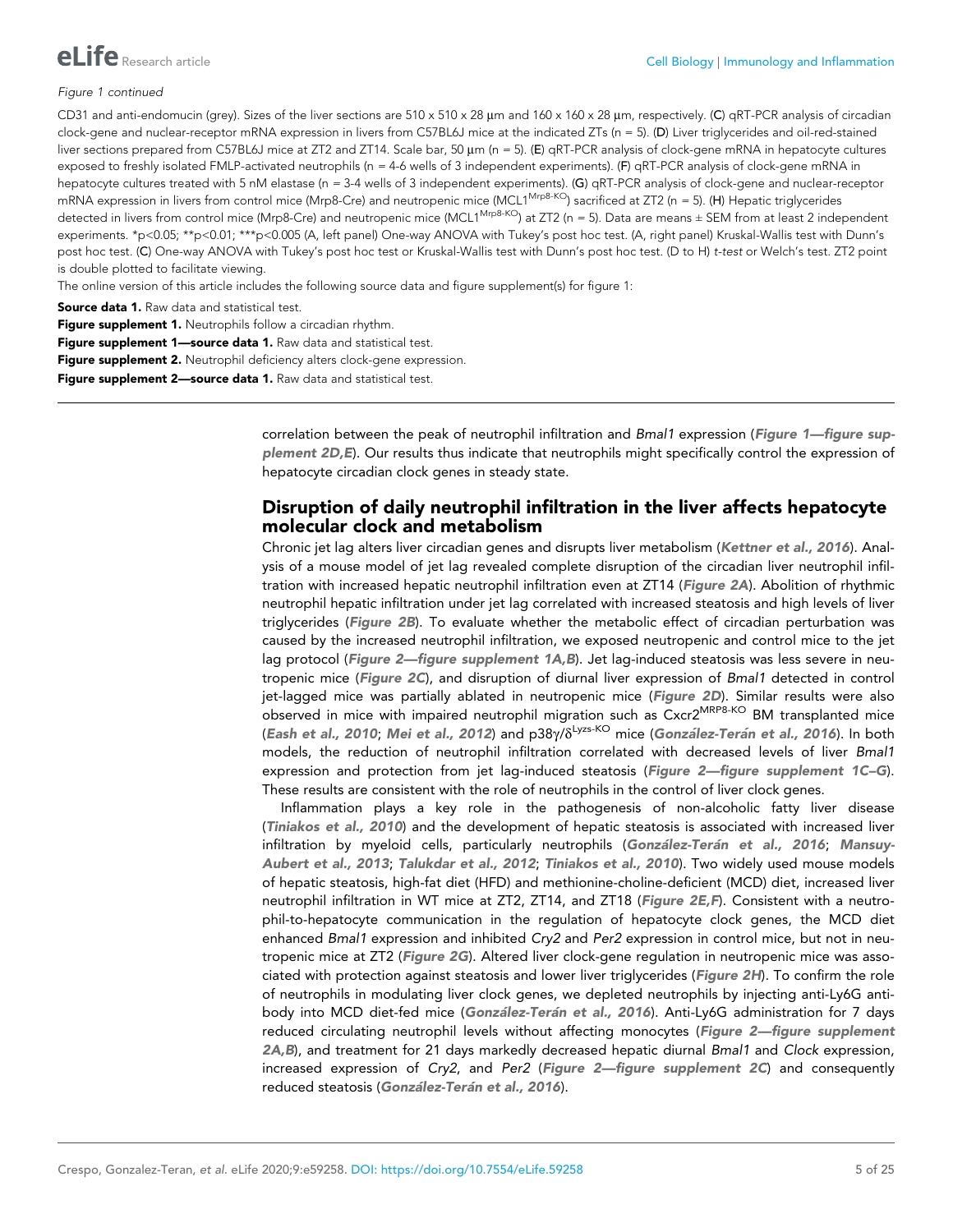*Figure 1 continued*

CD31 and anti-endomucin (grey). Sizes of the liver sections are 510 x 510 x 28 μm and 160 x 160 x 28 μm, respectively. (**C**) qRT-PCR analysis of circadian clock-gene and nuclear-receptor mRNA expression in livers from C57BL6J mice at the indicated ZTs (n = 5). (**D**) Liver triglycerides and oil-red-stained liver sections prepared from C57BL6J mice at ZT2 and ZT14. Scale bar, 50 μm (n = 5). (**E**) qRT-PCR analysis of clock-gene mRNA in hepatocyte cultures exposed to freshly isolated FMLP-activated neutrophils (n = 4-6 wells of 3 independent experiments). (**F**) qRT-PCR analysis of clock-gene mRNA in hepatocyte cultures treated with 5 nM elastase (n = 3-4 wells of 3 independent experiments). (**G**) qRT-PCR analysis of clock-gene and nuclear-receptor mRNA expression in livers from control mice (Mrp8-Cre) and neutropenic mice (MCL1$^{Mrp8\text{-}KO}$) sacrificed at ZT2 (n = 5). (**H**) Hepatic triglycerides detected in livers from control mice (Mrp8-Cre) and neutropenic mice (MCL1$^{Mrp8\text{-}KO}$) at ZT2 (n = 5). Data are means ± SEM from at least 2 independent experiments. *p<0.05; **p<0.01; ***p<0.005 (A, left panel) One-way ANOVA with Tukey's post hoc test. (A, right panel) Kruskal-Wallis test with Dunn's post hoc test. (**C**) One-way ANOVA with Tukey's post hoc test or Kruskal-Wallis test with Dunn's post hoc test. (D to H) *t-test* or Welch's test. ZT2 point is double plotted to facilitate viewing.

The online version of this article includes the following source data and figure supplement(s) for figure 1:

**Source data 1.** Raw data and statistical test.

**Figure supplement 1.** Neutrophils follow a circadian rhythm.

**Figure supplement 1—source data 1.** Raw data and statistical test.

**Figure supplement 2.** Neutrophil deficiency alters clock-gene expression.

**Figure supplement 2—source data 1.** Raw data and statistical test.

correlation between the peak of neutrophil infiltration and *Bmal1* expression (***Figure 1—figure supplement 2D,E***). Our results thus indicate that neutrophils might specifically control the expression of hepatocyte circadian clock genes in steady state.

## Disruption of daily neutrophil infiltration in the liver affects hepatocyte molecular clock and metabolism

Chronic jet lag alters liver circadian genes and disrupts liver metabolism (***Kettner et al., 2016***). Analysis of a mouse model of jet lag revealed complete disruption of the circadian liver neutrophil infiltration with increased hepatic neutrophil infiltration even at ZT14 (***Figure 2A***). Abolition of rhythmic neutrophil hepatic infiltration under jet lag correlated with increased steatosis and high levels of liver triglycerides (***Figure 2B***). To evaluate whether the metabolic effect of circadian perturbation was caused by the increased neutrophil infiltration, we exposed neutropenic and control mice to the jet lag protocol (***Figure 2—figure supplement 1A,B***). Jet lag-induced steatosis was less severe in neutropenic mice (***Figure 2C***), and disruption of diurnal liver expression of *Bmal1* detected in control jet-lagged mice was partially ablated in neutropenic mice (***Figure 2D***). Similar results were also observed in mice with impaired neutrophil migration such as Cxcr2$^{MRP8\text{-}KO}$ BM transplanted mice (***Eash et al., 2010***; ***Mei et al., 2012***) and p38γ/δ$^{Lyzs\text{-}KO}$ mice (***González-Terán et al., 2016***). In both models, the reduction of neutrophil infiltration correlated with decreased levels of liver *Bmal1* expression and protection from jet lag-induced steatosis (***Figure 2—figure supplement 1C–G***). These results are consistent with the role of neutrophils in the control of liver clock genes.

Inflammation plays a key role in the pathogenesis of non-alcoholic fatty liver disease (***Tiniakos et al., 2010***) and the development of hepatic steatosis is associated with increased liver infiltration by myeloid cells, particularly neutrophils (***González-Terán et al., 2016***; ***Mansuy-Aubert et al., 2013***; ***Talukdar et al., 2012***; ***Tiniakos et al., 2010***). Two widely used mouse models of hepatic steatosis, high-fat diet (HFD) and methionine-choline-deficient (MCD) diet, increased liver neutrophil infiltration in WT mice at ZT2, ZT14, and ZT18 (***Figure 2E,F***). Consistent with a neutrophil-to-hepatocyte communication in the regulation of hepatocyte clock genes, the MCD diet enhanced *Bmal1* expression and inhibited *Cry2* and *Per2* expression in control mice, but not in neutropenic mice at ZT2 (***Figure 2G***). Altered liver clock-gene regulation in neutropenic mice was associated with protection against steatosis and lower liver triglycerides (***Figure 2H***). To confirm the role of neutrophils in modulating liver clock genes, we depleted neutrophils by injecting anti-Ly6G antibody into MCD diet-fed mice (***González-Terán et al., 2016***). Anti-Ly6G administration for 7 days reduced circulating neutrophil levels without affecting monocytes (***Figure 2—figure supplement 2A,B***), and treatment for 21 days markedly decreased hepatic diurnal *Bmal1* and *Clock* expression, increased expression of *Cry2*, and *Per2* (***Figure 2—figure supplement 2C***) and consequently reduced steatosis (***González-Terán et al., 2016***).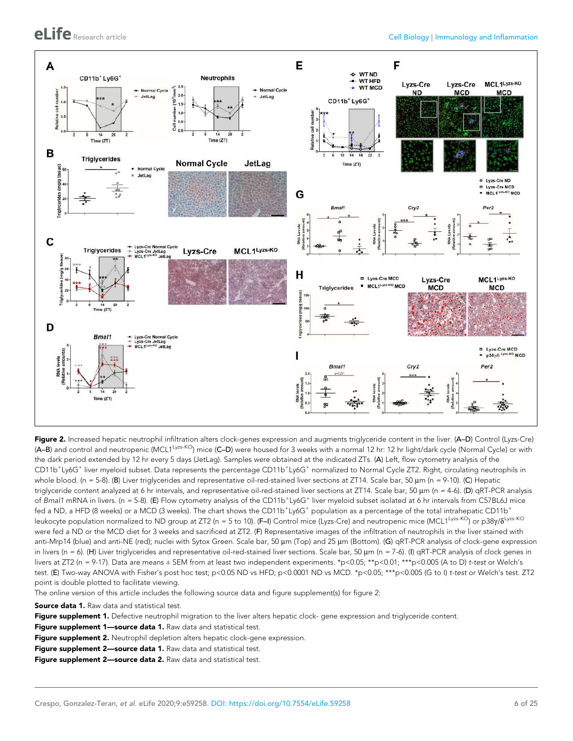**Figure 2.** Increased hepatic neutrophil infiltration alters clock-genes expression and augments triglyceride content in the liver. (**A–D**) Control (Lyzs-Cre) (**A–B**) and control and neutropenic ($MCL1^{Lyzs\text{-}KO}$) mice (**C–D**) were housed for 3 weeks with a normal 12 hr: 12 hr light/dark cycle (Normal Cycle) or with the dark period extended by 12 hr every 5 days (JetLag). Samples were obtained at the indicated ZTs. (**A**) Left, flow cytometry analysis of the $CD11b^{+}Ly6G^{+}$ liver myeloid subset. Data represents the percentage $CD11b^{+}Ly6G^{+}$ normalized to Normal Cycle ZT2. Right, circulating neutrophils in whole blood. (n = 5-8). (**B**) Liver triglycerides and representative oil-red-stained liver sections at ZT14. Scale bar, 50 µm (n = 9-10). (**C**) Hepatic triglyceride content analyzed at 6 hr intervals, and representative oil-red-stained liver sections at ZT14. Scale bar, 50 µm (n = 4-6). (**D**) qRT-PCR analysis of *Bmal1* mRNA in livers. (n = 5-8). (**E**) Flow cytometry analysis of the $CD11b^{+}Ly6G^{+}$ liver myeloid subset isolated at 6 hr intervals from C57BL6J mice fed a ND, a HFD (8 weeks) or a MCD (3 weeks). The chart shows the $CD11b^{+}Ly6G^{+}$ population as a percentage of the total intrahepatic $CD11b^{+}$ leukocyte population normalized to ND group at ZT2 (n = 5 to 10). (**F–I**) Control mice (Lyzs-Cre) and neutropenic mice ($MCL1^{Lyzs\text{-}KO}$) or $p38\gamma/\delta^{Lyzs\text{-}KO}$ were fed a ND or the MCD diet for 3 weeks and sacrificed at ZT2. (**F**) Representative images of the infiltration of neutrophils in the liver stained with anti-Mrp14 (blue) and anti-NE (red); nuclei with Sytox Green. Scale bar, 50 µm (Top) and 25 µm (Bottom). (**G**) qRT-PCR analysis of clock-gene expression in livers (n = 6). (**H**) Liver triglycerides and representative oil-red-stained liver sections. Scale bar, 50 µm (n = 7-6). (**I**) qRT-PCR analysis of clock genes in livers at ZT2 (n = 9-17). Data are means ± SEM from at least two independent experiments. *p<0.05; **p<0.01; ***p<0.005 (A to D) *t-test* or Welch's test. (**E**) Two-way ANOVA with Fisher's post hoc test; p<0.05 ND vs HFD; p<0.0001 ND vs MCD. *p<0.05; ***p<0.005 (G to I) *t-test* or Welch's test. ZT2 point is double plotted to facilitate viewing.

The online version of this article includes the following source data and figure supplement(s) for figure 2:

**Source data 1.** Raw data and statistical test.

**Figure supplement 1.** Defective neutrophil migration to the liver alters hepatic clock- gene expression and triglyceride content.

**Figure supplement 1—source data 1.** Raw data and statistical test.

**Figure supplement 2.** Neutrophil depletion alters hepatic clock-gene expression.

**Figure supplement 2—source data 1.** Raw data and statistical test.

**Figure supplement 2—source data 2.** Raw data and statistical test.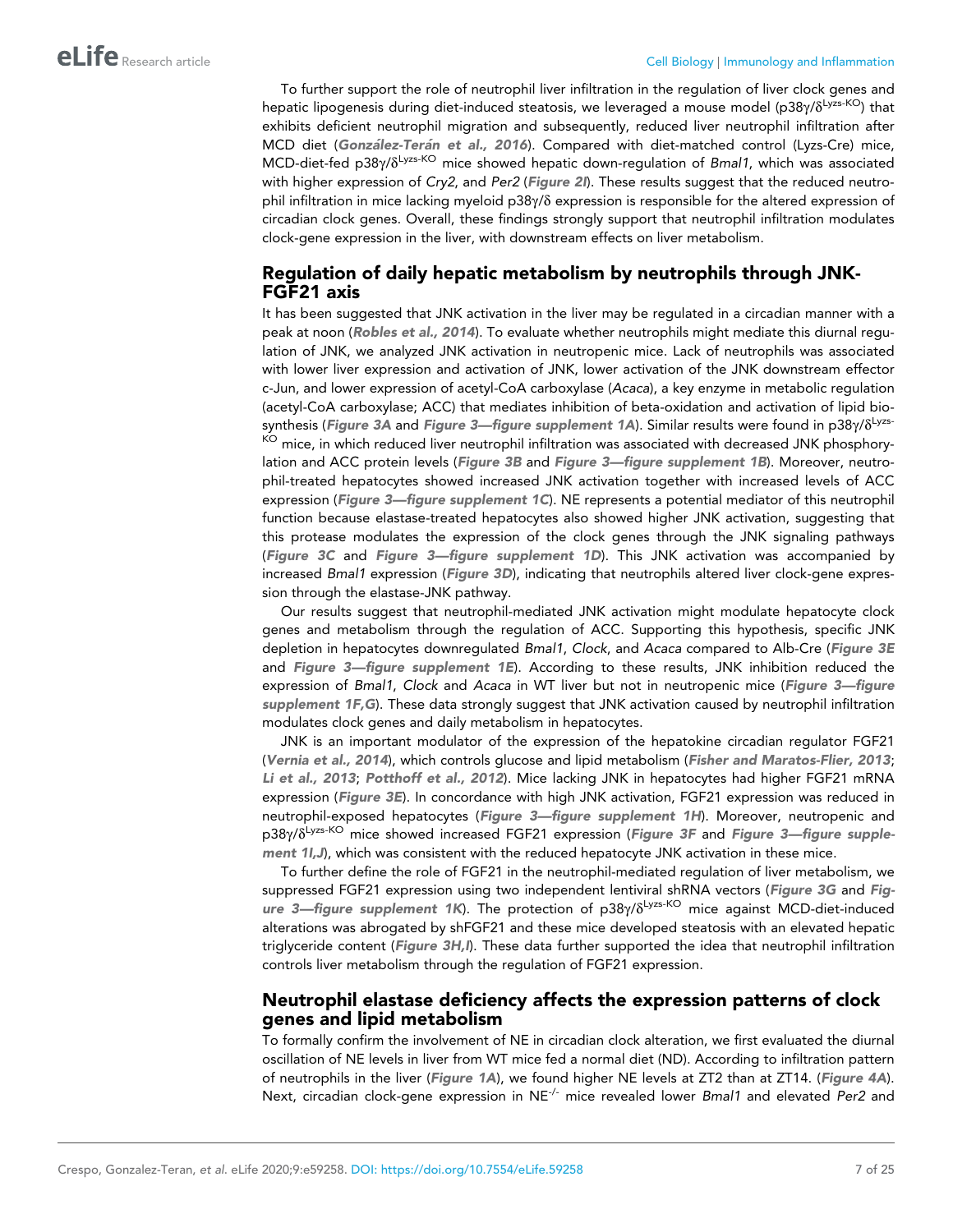To further support the role of neutrophil liver infiltration in the regulation of liver clock genes and hepatic lipogenesis during diet-induced steatosis, we leveraged a mouse model (p38γ/δ$^{Lyzs\text{-}KO}$) that exhibits deficient neutrophil migration and subsequently, reduced liver neutrophil infiltration after MCD diet (*González-Terán et al., 2016*). Compared with diet-matched control (Lyzs-Cre) mice, MCD-diet-fed p38γ/δ$^{Lyzs\text{-}KO}$ mice showed hepatic down-regulation of *Bmal1*, which was associated with higher expression of *Cry2*, and *Per2* (*Figure 2I*). These results suggest that the reduced neutrophil infiltration in mice lacking myeloid p38γ/δ expression is responsible for the altered expression of circadian clock genes. Overall, these findings strongly support that neutrophil infiltration modulates clock-gene expression in the liver, with downstream effects on liver metabolism.

## Regulation of daily hepatic metabolism by neutrophils through JNK-FGF21 axis

It has been suggested that JNK activation in the liver may be regulated in a circadian manner with a peak at noon (*Robles et al., 2014*). To evaluate whether neutrophils might mediate this diurnal regulation of JNK, we analyzed JNK activation in neutropenic mice. Lack of neutrophils was associated with lower liver expression and activation of JNK, lower activation of the JNK downstream effector c-Jun, and lower expression of acetyl-CoA carboxylase (*Acaca*), a key enzyme in metabolic regulation (acetyl-CoA carboxylase; ACC) that mediates inhibition of beta-oxidation and activation of lipid biosynthesis (*Figure 3A* and *Figure 3—figure supplement 1A*). Similar results were found in p38γ/δ$^{Lyzs\text{-}KO}$ mice, in which reduced liver neutrophil infiltration was associated with decreased JNK phosphorylation and ACC protein levels (*Figure 3B* and *Figure 3—figure supplement 1B*). Moreover, neutrophil-treated hepatocytes showed increased JNK activation together with increased levels of ACC expression (*Figure 3—figure supplement 1C*). NE represents a potential mediator of this neutrophil function because elastase-treated hepatocytes also showed higher JNK activation, suggesting that this protease modulates the expression of the clock genes through the JNK signaling pathways (*Figure 3C* and *Figure 3—figure supplement 1D*). This JNK activation was accompanied by increased *Bmal1* expression (*Figure 3D*), indicating that neutrophils altered liver clock-gene expression through the elastase-JNK pathway.

Our results suggest that neutrophil-mediated JNK activation might modulate hepatocyte clock genes and metabolism through the regulation of ACC. Supporting this hypothesis, specific JNK depletion in hepatocytes downregulated *Bmal1*, *Clock*, and *Acaca* compared to Alb-Cre (*Figure 3E* and *Figure 3—figure supplement 1E*). According to these results, JNK inhibition reduced the expression of *Bmal1*, *Clock* and *Acaca* in WT liver but not in neutropenic mice (*Figure 3—figure supplement 1F,G*). These data strongly suggest that JNK activation caused by neutrophil infiltration modulates clock genes and daily metabolism in hepatocytes.

JNK is an important modulator of the expression of the hepatokine circadian regulator FGF21 (*Vernia et al., 2014*), which controls glucose and lipid metabolism (*Fisher and Maratos-Flier, 2013*; *Li et al., 2013*; *Potthoff et al., 2012*). Mice lacking JNK in hepatocytes had higher FGF21 mRNA expression (*Figure 3E*). In concordance with high JNK activation, FGF21 expression was reduced in neutrophil-exposed hepatocytes (*Figure 3—figure supplement 1H*). Moreover, neutropenic and p38γ/δ$^{Lyzs\text{-}KO}$ mice showed increased FGF21 expression (*Figure 3F* and *Figure 3—figure supplement 1I,J*), which was consistent with the reduced hepatocyte JNK activation in these mice.

To further define the role of FGF21 in the neutrophil-mediated regulation of liver metabolism, we suppressed FGF21 expression using two independent lentiviral shRNA vectors (*Figure 3G* and *Figure 3—figure supplement 1K*). The protection of p38γ/δ$^{Lyzs\text{-}KO}$ mice against MCD-diet-induced alterations was abrogated by shFGF21 and these mice developed steatosis with an elevated hepatic triglyceride content (*Figure 3H,I*). These data further supported the idea that neutrophil infiltration controls liver metabolism through the regulation of FGF21 expression.

## Neutrophil elastase deficiency affects the expression patterns of clock genes and lipid metabolism

To formally confirm the involvement of NE in circadian clock alteration, we first evaluated the diurnal oscillation of NE levels in liver from WT mice fed a normal diet (ND). According to infiltration pattern of neutrophils in the liver (*Figure 1A*), we found higher NE levels at ZT2 than at ZT14. (*Figure 4A*). Next, circadian clock-gene expression in NE$^{-/-}$ mice revealed lower *Bmal1* and elevated *Per2* and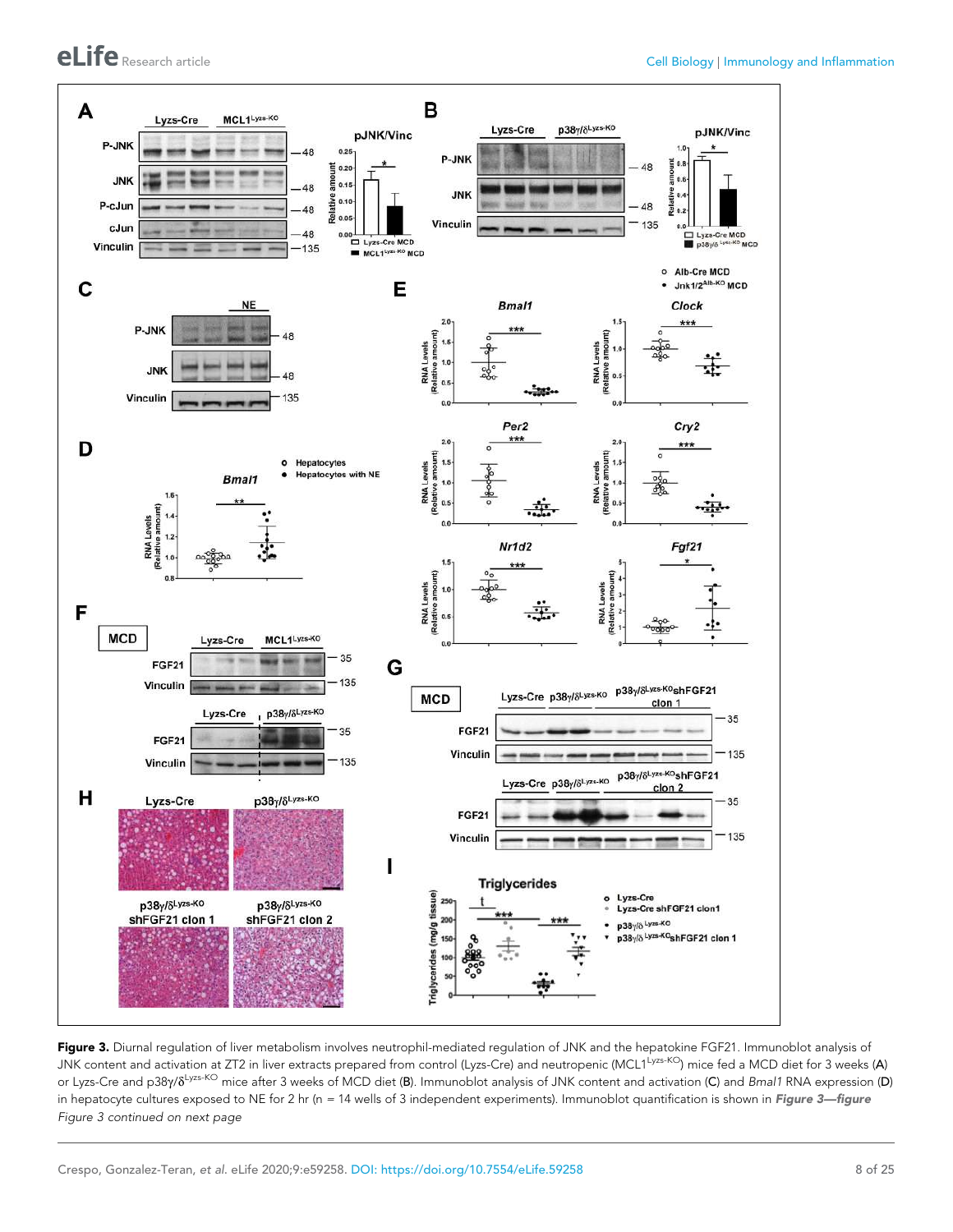**Figure 3.** Diurnal regulation of liver metabolism involves neutrophil-mediated regulation of JNK and the hepatokine FGF21. Immunoblot analysis of JNK content and activation at ZT2 in liver extracts prepared from control (Lyzs-Cre) and neutropenic (MCL1$^{Lyzs-KO}$) mice fed a MCD diet for 3 weeks (A) or Lyzs-Cre and p38γ/δ$^{Lyzs-KO}$ mice after 3 weeks of MCD diet (B). Immunoblot analysis of JNK content and activation (C) and *Bmal1* RNA expression (D) in hepatocyte cultures exposed to NE for 2 hr (n = 14 wells of 3 independent experiments). Immunoblot quantification is shown in **Figure 3—figure**

*Figure 3 continued on next page*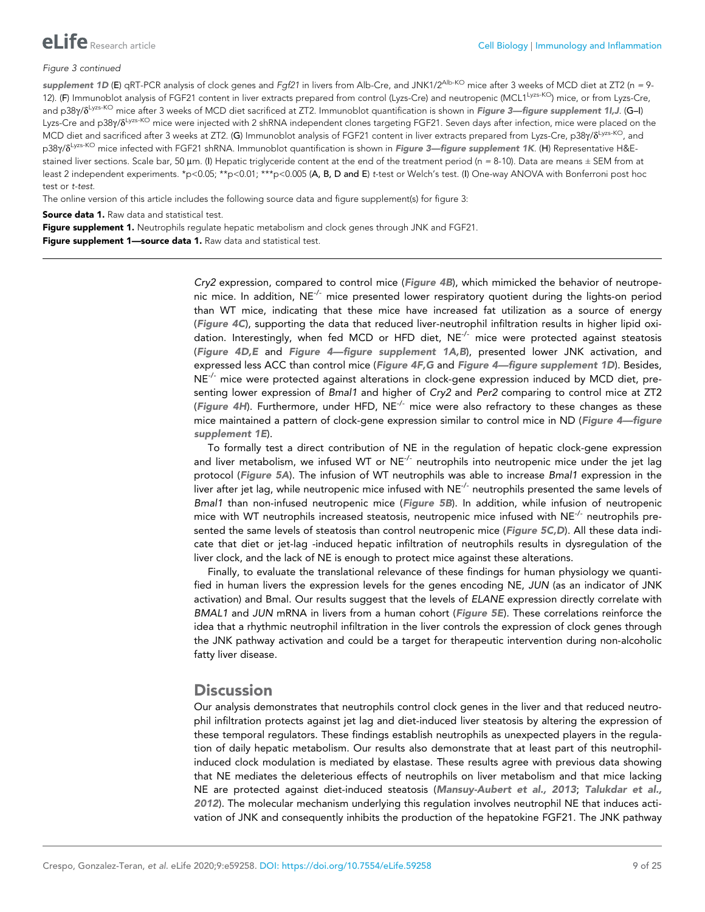*Figure 3 continued*

***supplement 1D*** (**E**) qRT-PCR analysis of clock genes and *Fgf21* in livers from Alb-Cre, and JNK1/2$^{Alb\text{-}KO}$ mice after 3 weeks of MCD diet at ZT2 (n = 9-12). (**F**) Immunoblot analysis of FGF21 content in liver extracts prepared from control (Lyzs-Cre) and neutropenic (MCL1$^{Lyzs\text{-}KO}$) mice, or from Lyzs-Cre, and p38γ/δ$^{Lyzs\text{-}KO}$ mice after 3 weeks of MCD diet sacrificed at ZT2. Immunoblot quantification is shown in ***Figure 3—figure supplement 1I,J***. (**G–I**) Lyzs-Cre and p38γ/δ$^{Lyzs\text{-}KO}$ mice were injected with 2 shRNA independent clones targeting FGF21. Seven days after infection, mice were placed on the MCD diet and sacrificed after 3 weeks at ZT2. (**G**) Immunoblot analysis of FGF21 content in liver extracts prepared from Lyzs-Cre, p38γ/δ$^{Lyzs\text{-}KO}$, and p38γ/δ$^{Lyzs\text{-}KO}$ mice infected with FGF21 shRNA. Immunoblot quantification is shown in ***Figure 3—figure supplement 1K***. (**H**) Representative H&E-stained liver sections. Scale bar, 50 μm. (**I**) Hepatic triglyceride content at the end of the treatment period (n = 8-10). Data are means ± SEM from at least 2 independent experiments. *p<0.05; **p<0.01; ***p<0.005 (**A, B, D and E**) *t*-test or Welch's test. (**I**) One-way ANOVA with Bonferroni post hoc test or *t-test.*

The online version of this article includes the following source data and figure supplement(s) for figure 3:

**Source data 1.** Raw data and statistical test.

**Figure supplement 1.** Neutrophils regulate hepatic metabolism and clock genes through JNK and FGF21.

**Figure supplement 1—source data 1.** Raw data and statistical test.

*Cry2* expression, compared to control mice (***Figure 4B***), which mimicked the behavior of neutropenic mice. In addition, NE$^{-/-}$ mice presented lower respiratory quotient during the lights-on period than WT mice, indicating that these mice have increased fat utilization as a source of energy (***Figure 4C***), supporting the data that reduced liver-neutrophil infiltration results in higher lipid oxidation. Interestingly, when fed MCD or HFD diet, NE$^{-/-}$ mice were protected against steatosis (***Figure 4D,E*** and ***Figure 4—figure supplement 1A,B***), presented lower JNK activation, and expressed less ACC than control mice (***Figure 4F,G*** and ***Figure 4—figure supplement 1D***). Besides, NE$^{-/-}$ mice were protected against alterations in clock-gene expression induced by MCD diet, presenting lower expression of *Bmal1* and higher of *Cry2* and *Per2* comparing to control mice at ZT2 (***Figure 4H***). Furthermore, under HFD, NE$^{-/-}$ mice were also refractory to these changes as these mice maintained a pattern of clock-gene expression similar to control mice in ND (***Figure 4—figure supplement 1E***).

To formally test a direct contribution of NE in the regulation of hepatic clock-gene expression and liver metabolism, we infused WT or NE$^{-/-}$ neutrophils into neutropenic mice under the jet lag protocol (***Figure 5A***). The infusion of WT neutrophils was able to increase *Bmal1* expression in the liver after jet lag, while neutropenic mice infused with NE$^{-/-}$ neutrophils presented the same levels of *Bmal1* than non-infused neutropenic mice (***Figure 5B***). In addition, while infusion of neutropenic mice with WT neutrophils increased steatosis, neutropenic mice infused with NE$^{-/-}$ neutrophils presented the same levels of steatosis than control neutropenic mice (***Figure 5C,D***). All these data indicate that diet or jet-lag -induced hepatic infiltration of neutrophils results in dysregulation of the liver clock, and the lack of NE is enough to protect mice against these alterations.

Finally, to evaluate the translational relevance of these findings for human physiology we quantified in human livers the expression levels for the genes encoding NE, *JUN* (as an indicator of JNK activation) and Bmal. Our results suggest that the levels of *ELANE* expression directly correlate with *BMAL1* and *JUN* mRNA in livers from a human cohort (***Figure 5E***). These correlations reinforce the idea that a rhythmic neutrophil infiltration in the liver controls the expression of clock genes through the JNK pathway activation and could be a target for therapeutic intervention during non-alcoholic fatty liver disease.

## Discussion

Our analysis demonstrates that neutrophils control clock genes in the liver and that reduced neutrophil infiltration protects against jet lag and diet-induced liver steatosis by altering the expression of these temporal regulators. These findings establish neutrophils as unexpected players in the regulation of daily hepatic metabolism. Our results also demonstrate that at least part of this neutrophil-induced clock modulation is mediated by elastase. These results agree with previous data showing that NE mediates the deleterious effects of neutrophils on liver metabolism and that mice lacking NE are protected against diet-induced steatosis (***Mansuy-Aubert et al., 2013***; ***Talukdar et al., 2012***). The molecular mechanism underlying this regulation involves neutrophil NE that induces activation of JNK and consequently inhibits the production of the hepatokine FGF21. The JNK pathway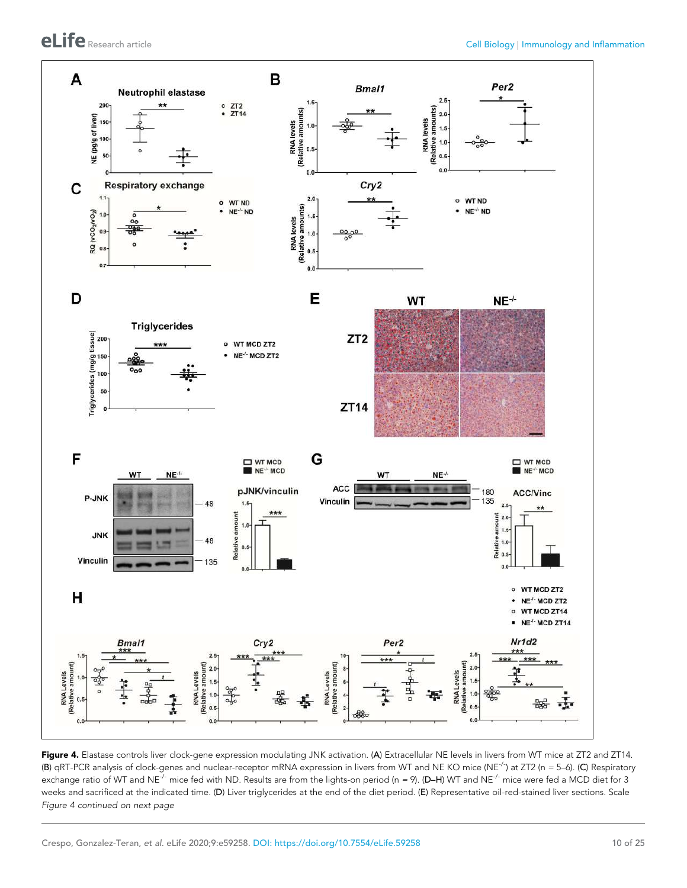A

Neutrophil elastase

NE (pg/g of liver)

200
150
100
50
0

**

○ ZT2
● ZT14

B

*Bmal1*

RNA levels (Relative amounts)

1.5
1.0
0.5
0.0

**

*Per2*

RNA levels (Relative amounts)

2.5
2.0
1.5
1.0
0.5
0.0

*

C

Respiratory exchange

RQ ($vCO_2/vO_2$)

1.1
1.0
0.9
0.8
0.7

*

○ WT ND
● NE$^{-/-}$ ND

*Cry2*

RNA levels (Relative amounts)

2.0
1.5
1.0
0.5
0.0

**

○ WT ND
● NE$^{-/-}$ ND

D

Triglycerides

Triglycerides (mg/g tissue)

200
150
100
50
0

***

○ WT MCD ZT2
● NE$^{-/-}$ MCD ZT2

E

WT

NE$^{-/-}$

ZT2

ZT14

F

WT

NE$^{-/-}$

P-JNK

48

JNK

48

Vinculin

135

□ WT MCD
■ NE$^{-/-}$ MCD

pJNK/vinculin

Relative amount

1.5
1.0
0.5
0.0

***

G

WT

NE$^{-/-}$

ACC

180

Vinculin

135

□ WT MCD
■ NE$^{-/-}$ MCD

ACC/Vinc

Relative amount

2.5
2.0
1.5
1.0
0.5
0.0

**

H

○ WT MCD ZT2
● NE$^{-/-}$ MCD ZT2
□ WT MCD ZT14
■ NE$^{-/-}$ MCD ZT14

*Bmal1*

RNA Levels (Relative amount)

1.5
1.0
0.5
0.0

***
*
***
*
t

*Cry2*

RNA Levels (Relative amount)

2.5
2.0
1.5
1.0
0.5
0.0

***
***
***

*Per2*

RNA Levels (Relative amount)

10
8
6
4
2
0

*
***
t
t

*Nr1d2*

RNA Levels (Relative amount)

2.5
2.0
1.5
1.0
0.5
0.0

***
***
***
***
**

**Figure 4.** Elastase controls liver clock-gene expression modulating JNK activation. (**A**) Extracellular NE levels in livers from WT mice at ZT2 and ZT14. (**B**) qRT-PCR analysis of clock-genes and nuclear-receptor mRNA expression in livers from WT and NE KO mice (NE$^{-/-}$) at ZT2 (n = 5–6). (**C**) Respiratory exchange ratio of WT and NE$^{-/-}$ mice fed with ND. Results are from the lights-on period (n = 9). (**D–H**) WT and NE$^{-/-}$ mice were fed a MCD diet for 3 weeks and sacrificed at the indicated time. (**D**) Liver triglycerides at the end of the diet period. (**E**) Representative oil-red-stained liver sections. Scale

*Figure 4 continued on next page*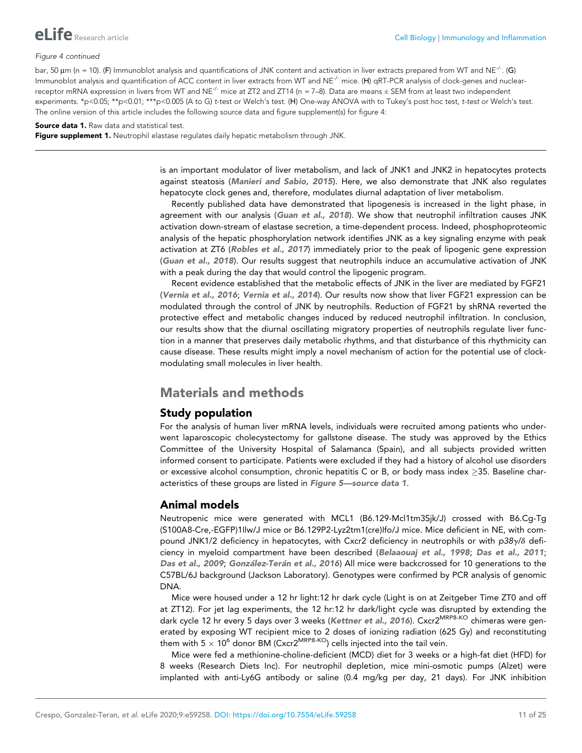*Figure 4 continued*

bar, 50 µm (n = 10). (F) Immunoblot analysis and quantifications of JNK content and activation in liver extracts prepared from WT and NE$^{-/-}$. (G) Immunoblot analysis and quantification of ACC content in liver extracts from WT and NE$^{-/-}$ mice. (H) qRT-PCR analysis of clock-genes and nuclear-receptor mRNA expression in livers from WT and NE$^{-/-}$ mice at ZT2 and ZT14 (n = 7–8). Data are means ± SEM from at least two independent experiments. *p<0.05; **p<0.01; ***p<0.005 (A to G) *t*-test or Welch's test. (H) One-way ANOVA with to Tukey's post hoc test, *t-test* or Welch's test. The online version of this article includes the following source data and figure supplement(s) for figure 4:

**Source data 1.** Raw data and statistical test.

**Figure supplement 1.** Neutrophil elastase regulates daily hepatic metabolism through JNK.

is an important modulator of liver metabolism, and lack of JNK1 and JNK2 in hepatocytes protects against steatosis (*Manieri and Sabio, 2015*). Here, we also demonstrate that JNK also regulates hepatocyte clock genes and, therefore, modulates diurnal adaptation of liver metabolism.

Recently published data have demonstrated that lipogenesis is increased in the light phase, in agreement with our analysis (*Guan et al., 2018*). We show that neutrophil infiltration causes JNK activation down-stream of elastase secretion, a time-dependent process. Indeed, phosphoproteomic analysis of the hepatic phosphorylation network identifies JNK as a key signaling enzyme with peak activation at ZT6 (*Robles et al., 2017*) immediately prior to the peak of lipogenic gene expression (*Guan et al., 2018*). Our results suggest that neutrophils induce an accumulative activation of JNK with a peak during the day that would control the lipogenic program.

Recent evidence established that the metabolic effects of JNK in the liver are mediated by FGF21 (*Vernia et al., 2016*; *Vernia et al., 2014*). Our results now show that liver FGF21 expression can be modulated through the control of JNK by neutrophils. Reduction of FGF21 by shRNA reverted the protective effect and metabolic changes induced by reduced neutrophil infiltration. In conclusion, our results show that the diurnal oscillating migratory properties of neutrophils regulate liver function in a manner that preserves daily metabolic rhythms, and that disturbance of this rhythmicity can cause disease. These results might imply a novel mechanism of action for the potential use of clock-modulating small molecules in liver health.

## Materials and methods

### Study population

For the analysis of human liver mRNA levels, individuals were recruited among patients who underwent laparoscopic cholecystectomy for gallstone disease. The study was approved by the Ethics Committee of the University Hospital of Salamanca (Spain), and all subjects provided written informed consent to participate. Patients were excluded if they had a history of alcohol use disorders or excessive alcohol consumption, chronic hepatitis C or B, or body mass index ≥35. Baseline characteristics of these groups are listed in *Figure 5—source data 1*.

### Animal models

Neutropenic mice were generated with MCL1 (B6.129-Mcl1tm3Sjk/J) crossed with B6.Cg-Tg (S100A8-Cre,-EGFP)1Ilw/J mice or B6.129P2-Lyz2tm1(cre)Ifo/J mice. Mice deficient in NE, with compound JNK1/2 deficiency in hepatocytes, with Cxcr2 deficiency in neutrophils or with *p38γ/δ* deficiency in myeloid compartment have been described (*Belaaouaj et al., 1998*; *Das et al., 2011*; *Das et al., 2009*; *González-Terán et al., 2016*) All mice were backcrossed for 10 generations to the C57BL/6J background (Jackson Laboratory). Genotypes were confirmed by PCR analysis of genomic DNA.

Mice were housed under a 12 hr light:12 hr dark cycle (Light is on at Zeitgeber Time ZT0 and off at ZT12). For jet lag experiments, the 12 hr:12 hr dark/light cycle was disrupted by extending the dark cycle 12 hr every 5 days over 3 weeks (*Kettner et al., 2016*). Cxcr2$^{MRP8\text{-}KO}$ chimeras were generated by exposing WT recipient mice to 2 doses of ionizing radiation (625 Gy) and reconstituting them with $5 \times 10^6$ donor BM (Cxcr2$^{MRP8\text{-}KO}$) cells injected into the tail vein.

Mice were fed a methionine-choline-deficient (MCD) diet for 3 weeks or a high-fat diet (HFD) for 8 weeks (Research Diets Inc). For neutrophil depletion, mice mini-osmotic pumps (Alzet) were implanted with anti-Ly6G antibody or saline (0.4 mg/kg per day, 21 days). For JNK inhibition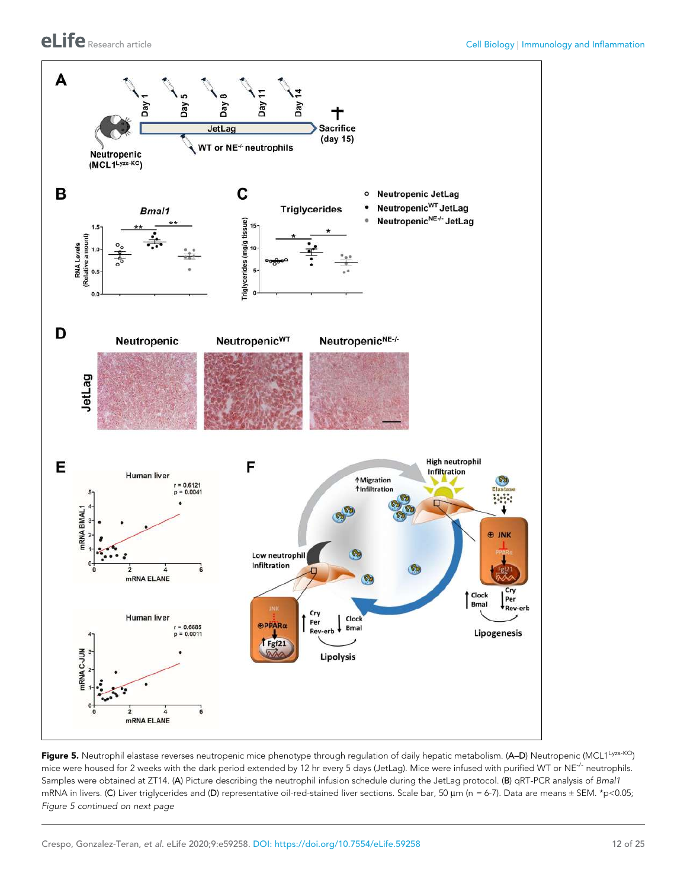**Figure 5.** Neutrophil elastase reverses neutropenic mice phenotype through regulation of daily hepatic metabolism. (**A–D**) Neutropenic (MCL1$^{Lyzs\text{-}KO}$) mice were housed for 2 weeks with the dark period extended by 12 hr every 5 days (JetLag). Mice were infused with purified WT or NE$^{-/-}$ neutrophils. Samples were obtained at ZT14. (**A**) Picture describing the neutrophil infusion schedule during the JetLag protocol. (**B**) qRT-PCR analysis of *Bmal1* mRNA in livers. (**C**) Liver triglycerides and (**D**) representative oil-red-stained liver sections. Scale bar, 50 μm (n = 6-7). Data are means ± SEM. *p<0.05;

*Figure 5 continued on next page*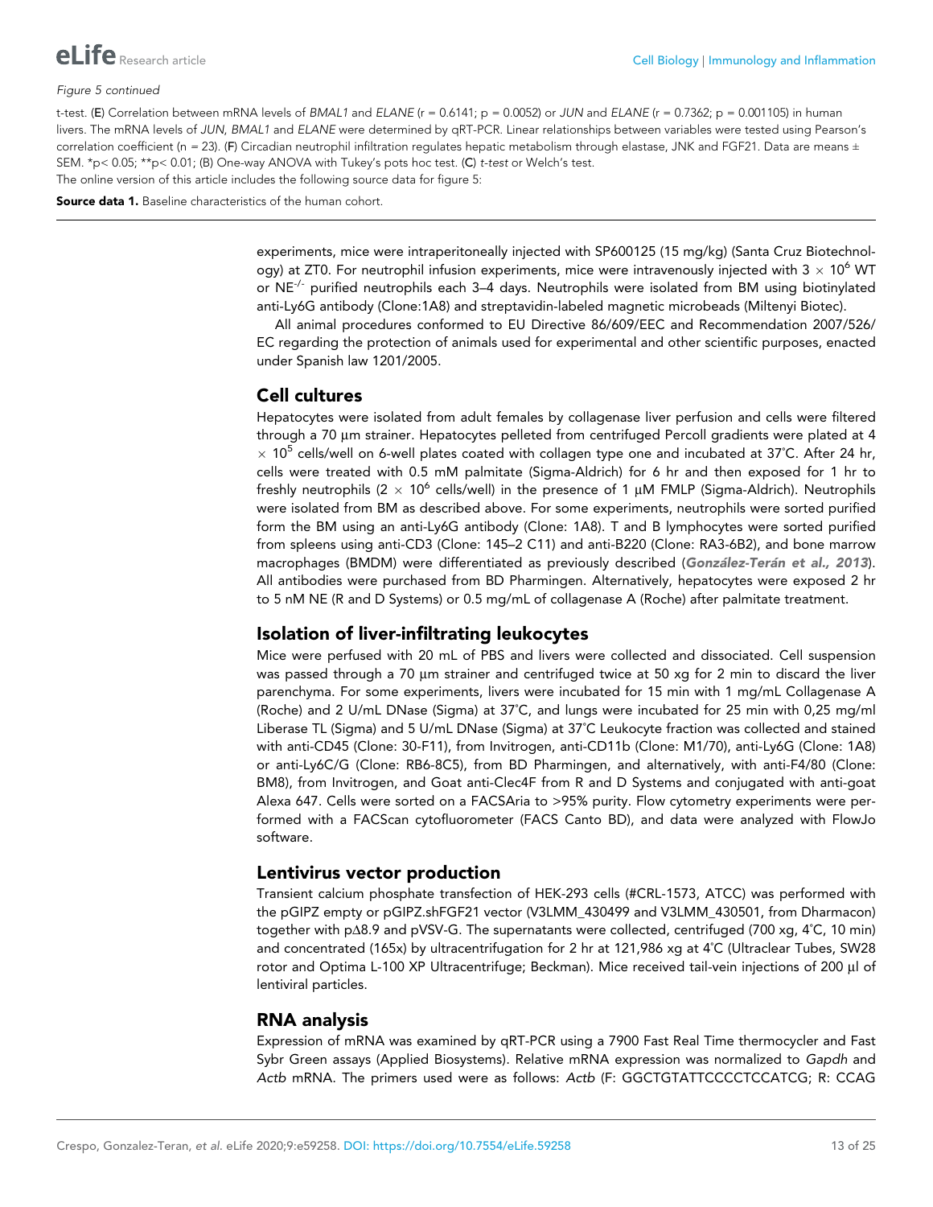*Figure 5 continued*

t-test. (**E**) Correlation between mRNA levels of *BMAL1* and *ELANE* (r = 0.6141; p = 0.0052) or *JUN* and *ELANE* (r = 0.7362; p = 0.001105) in human livers. The mRNA levels of *JUN*, *BMAL1* and *ELANE* were determined by qRT-PCR. Linear relationships between variables were tested using Pearson's correlation coefficient (n = 23). (**F**) Circadian neutrophil infiltration regulates hepatic metabolism through elastase, JNK and FGF21. Data are means ± SEM. *p< 0.05; **p< 0.01; (B) One-way ANOVA with Tukey's pots hoc test. (**C**) *t-test* or Welch's test.

The online version of this article includes the following source data for figure 5:

**Source data 1.** Baseline characteristics of the human cohort.

experiments, mice were intraperitoneally injected with SP600125 (15 mg/kg) (Santa Cruz Biotechnology) at ZT0. For neutrophil infusion experiments, mice were intravenously injected with $3 \times 10^6$ WT or $NE^{-/-}$ purified neutrophils each 3–4 days. Neutrophils were isolated from BM using biotinylated anti-Ly6G antibody (Clone:1A8) and streptavidin-labeled magnetic microbeads (Miltenyi Biotec).

All animal procedures conformed to EU Directive 86/609/EEC and Recommendation 2007/526/EC regarding the protection of animals used for experimental and other scientific purposes, enacted under Spanish law 1201/2005.

## Cell cultures

Hepatocytes were isolated from adult females by collagenase liver perfusion and cells were filtered through a 70 µm strainer. Hepatocytes pelleted from centrifuged Percoll gradients were plated at $4 \times 10^5$ cells/well on 6-well plates coated with collagen type one and incubated at 37˚C. After 24 hr, cells were treated with 0.5 mM palmitate (Sigma-Aldrich) for 6 hr and then exposed for 1 hr to freshly neutrophils ($2 \times 10^6$ cells/well) in the presence of 1 µM FMLP (Sigma-Aldrich). Neutrophils were isolated from BM as described above. For some experiments, neutrophils were sorted purified form the BM using an anti-Ly6G antibody (Clone: 1A8). T and B lymphocytes were sorted purified from spleens using anti-CD3 (Clone: 145–2 C11) and anti-B220 (Clone: RA3-6B2), and bone marrow macrophages (BMDM) were differentiated as previously described (**González-Terán et al., 2013**). All antibodies were purchased from BD Pharmingen. Alternatively, hepatocytes were exposed 2 hr to 5 nM NE (R and D Systems) or 0.5 mg/mL of collagenase A (Roche) after palmitate treatment.

## Isolation of liver-infiltrating leukocytes

Mice were perfused with 20 mL of PBS and livers were collected and dissociated. Cell suspension was passed through a 70 µm strainer and centrifuged twice at 50 xg for 2 min to discard the liver parenchyma. For some experiments, livers were incubated for 15 min with 1 mg/mL Collagenase A (Roche) and 2 U/mL DNase (Sigma) at 37˚C, and lungs were incubated for 25 min with 0,25 mg/ml Liberase TL (Sigma) and 5 U/mL DNase (Sigma) at 37˚C Leukocyte fraction was collected and stained with anti-CD45 (Clone: 30-F11), from Invitrogen, anti-CD11b (Clone: M1/70), anti-Ly6G (Clone: 1A8) or anti-Ly6C/G (Clone: RB6-8C5), from BD Pharmingen, and alternatively, with anti-F4/80 (Clone: BM8), from Invitrogen, and Goat anti-Clec4F from R and D Systems and conjugated with anti-goat Alexa 647. Cells were sorted on a FACSAria to >95% purity. Flow cytometry experiments were performed with a FACScan cytofluorometer (FACS Canto BD), and data were analyzed with FlowJo software.

## Lentivirus vector production

Transient calcium phosphate transfection of HEK-293 cells (#CRL-1573, ATCC) was performed with the pGIPZ empty or pGIPZ.shFGF21 vector (V3LMM_430499 and V3LMM_430501, from Dharmacon) together with pΔ8.9 and pVSV-G. The supernatants were collected, centrifuged (700 xg, 4˚C, 10 min) and concentrated (165x) by ultracentrifugation for 2 hr at 121,986 xg at 4˚C (Ultraclear Tubes, SW28 rotor and Optima L-100 XP Ultracentrifuge; Beckman). Mice received tail-vein injections of 200 µl of lentiviral particles.

## RNA analysis

Expression of mRNA was examined by qRT-PCR using a 7900 Fast Real Time thermocycler and Fast Sybr Green assays (Applied Biosystems). Relative mRNA expression was normalized to *Gapdh* and *Actb* mRNA. The primers used were as follows: *Actb* (F: GGCTGTATTCCCCTCCATCG; R: CCAG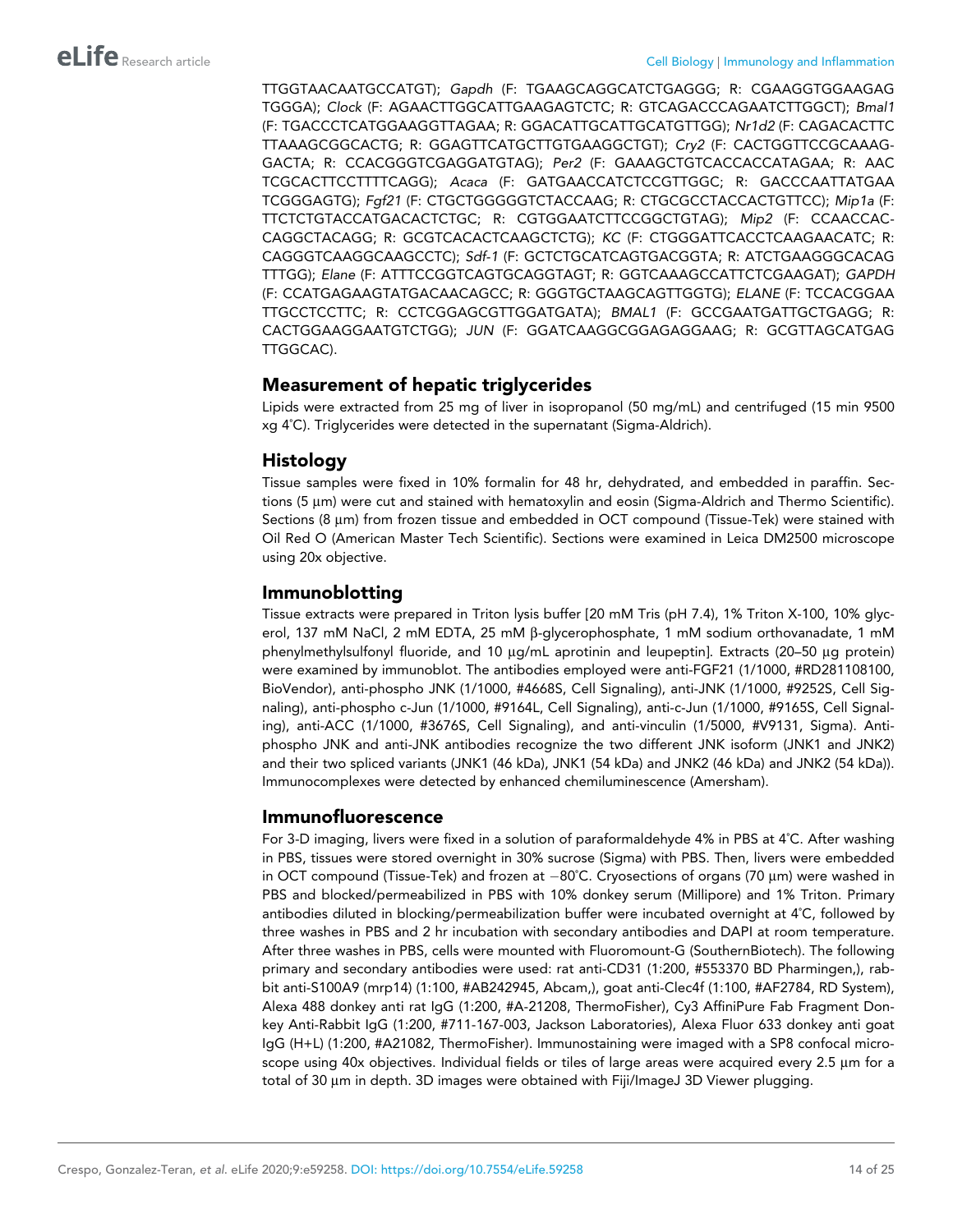TTGGTAACAATGCCATGT); *Gapdh* (F: TGAAGCAGGCATCTGAGGG; R: CGAAGGTGGAAGAG TGGGA); *Clock* (F: AGAACTTGGCATTGAAGAGTCTC; R: GTCAGACCCAGAATCTTGGCT); *Bmal1* (F: TGACCCTCATGGAAGGTTAGAA; R: GGACATTGCATTGCATGTTGG); *Nr1d2* (F: CAGACACTTC TTAAAGCGGCACTG; R: GGAGTTCATGCTTGTGAAGGCTGT); *Cry2* (F: CACTGGTTCCGCAAAG-GACTA; R: CCACGGGTCGAGGATGTAG); *Per2* (F: GAAAGCTGTCACCACCATAGAA; R: AAC TCGCACTTCCTTTTCAGG); *Acaca* (F: GATGAACCATCTCCGTTGGC; R: GACCCAATTATGAA TCGGGAGTG); *Fgf21* (F: CTGCTGGGGGTCTACCAAG; R: CTGCGCCTACCACTGTTCC); *Mip1a* (F: TTCTCTGTACCATGACACTCTGC; R: CGTGGAATCTTCCGGCTGTAG); *Mip2* (F: CCAACCAC-CAGGCTACAGG; R: GCGTCACACTCAAGCTCTG); *KC* (F: CTGGGATTCACCTCAAGAACATC; R: CAGGGTCAAGGCAAGCCTC); *Sdf-1* (F: GCTCTGCATCAGTGACGGTA; R: ATCTGAAGGGCACAG TTTGG); *Elane* (F: ATTTCCGGTCAGTGCAGGTAGT; R: GGTCAAAGCCATTCTCGAAGAT); *GAPDH* (F: CCATGAGAAGTATGACAACAGCC; R: GGGTGCTAAGCAGTTGGTG); *ELANE* (F: TCCACGGAA TTGCCTCCTTC; R: CCTCGGAGCGTTGGATGATA); *BMAL1* (F: GCCGAATGATTGCTGAGG; R: CACTGGAAGGAATGTCTGG); *JUN* (F: GGATCAAGGCGGAGAGGAAG; R: GCGTTAGCATGAG TTGGCAC).

## Measurement of hepatic triglycerides

Lipids were extracted from 25 mg of liver in isopropanol (50 mg/mL) and centrifuged (15 min 9500 xg 4˚C). Triglycerides were detected in the supernatant (Sigma-Aldrich).

## Histology

Tissue samples were fixed in 10% formalin for 48 hr, dehydrated, and embedded in paraffin. Sections (5 μm) were cut and stained with hematoxylin and eosin (Sigma-Aldrich and Thermo Scientific). Sections (8 μm) from frozen tissue and embedded in OCT compound (Tissue-Tek) were stained with Oil Red O (American Master Tech Scientific). Sections were examined in Leica DM2500 microscope using 20x objective.

## Immunoblotting

Tissue extracts were prepared in Triton lysis buffer [20 mM Tris (pH 7.4), 1% Triton X-100, 10% glycerol, 137 mM NaCl, 2 mM EDTA, 25 mM β-glycerophosphate, 1 mM sodium orthovanadate, 1 mM phenylmethylsulfonyl fluoride, and 10 μg/mL aprotinin and leupeptin]. Extracts (20–50 μg protein) were examined by immunoblot. The antibodies employed were anti-FGF21 (1/1000, #RD281108100, BioVendor), anti-phospho JNK (1/1000, #4668S, Cell Signaling), anti-JNK (1/1000, #9252S, Cell Signaling), anti-phospho c-Jun (1/1000, #9164L, Cell Signaling), anti-c-Jun (1/1000, #9165S, Cell Signaling), anti-ACC (1/1000, #3676S, Cell Signaling), and anti-vinculin (1/5000, #V9131, Sigma). Anti-phospho JNK and anti-JNK antibodies recognize the two different JNK isoform (JNK1 and JNK2) and their two spliced variants (JNK1 (46 kDa), JNK1 (54 kDa) and JNK2 (46 kDa) and JNK2 (54 kDa)). Immunocomplexes were detected by enhanced chemiluminescence (Amersham).

## Immunofluorescence

For 3-D imaging, livers were fixed in a solution of paraformaldehyde 4% in PBS at 4˚C. After washing in PBS, tissues were stored overnight in 30% sucrose (Sigma) with PBS. Then, livers were embedded in OCT compound (Tissue-Tek) and frozen at −80˚C. Cryosections of organs (70 μm) were washed in PBS and blocked/permeabilized in PBS with 10% donkey serum (Millipore) and 1% Triton. Primary antibodies diluted in blocking/permeabilization buffer were incubated overnight at 4˚C, followed by three washes in PBS and 2 hr incubation with secondary antibodies and DAPI at room temperature. After three washes in PBS, cells were mounted with Fluoromount-G (SouthernBiotech). The following primary and secondary antibodies were used: rat anti-CD31 (1:200, #553370 BD Pharmingen,), rabbit anti-S100A9 (mrp14) (1:100, #AB242945, Abcam,), goat anti-Clec4f (1:100, #AF2784, RD System), Alexa 488 donkey anti rat IgG (1:200, #A-21208, ThermoFisher), Cy3 AffiniPure Fab Fragment Donkey Anti-Rabbit IgG (1:200, #711-167-003, Jackson Laboratories), Alexa Fluor 633 donkey anti goat IgG (H+L) (1:200, #A21082, ThermoFisher). Immunostaining were imaged with a SP8 confocal microscope using 40x objectives. Individual fields or tiles of large areas were acquired every 2.5 μm for a total of 30 μm in depth. 3D images were obtained with Fiji/ImageJ 3D Viewer plugging.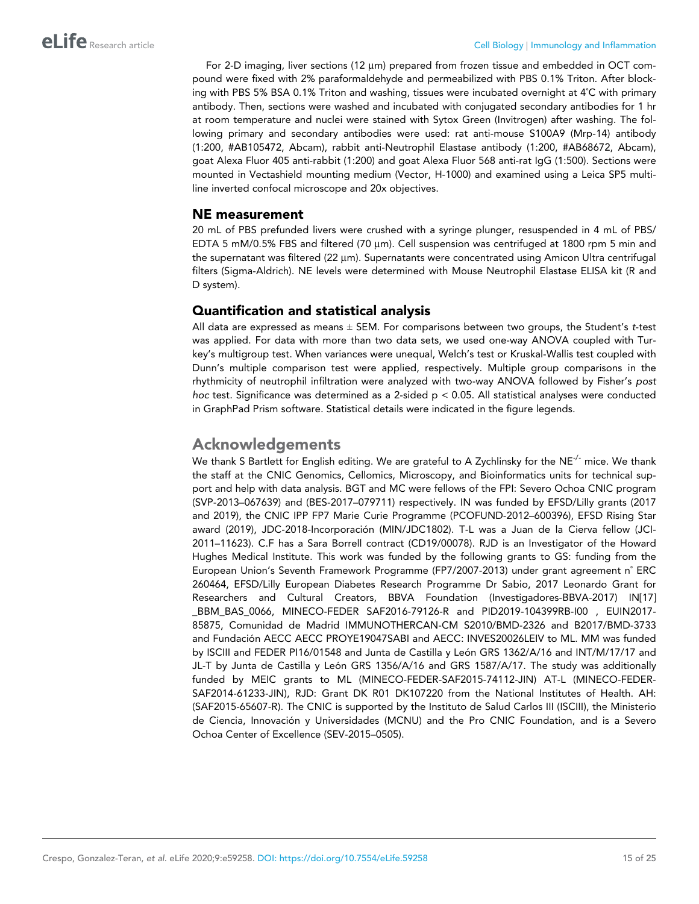For 2-D imaging, liver sections (12 µm) prepared from frozen tissue and embedded in OCT compound were fixed with 2% paraformaldehyde and permeabilized with PBS 0.1% Triton. After blocking with PBS 5% BSA 0.1% Triton and washing, tissues were incubated overnight at 4˚C with primary antibody. Then, sections were washed and incubated with conjugated secondary antibodies for 1 hr at room temperature and nuclei were stained with Sytox Green (Invitrogen) after washing. The following primary and secondary antibodies were used: rat anti-mouse S100A9 (Mrp-14) antibody (1:200, #AB105472, Abcam), rabbit anti-Neutrophil Elastase antibody (1:200, #AB68672, Abcam), goat Alexa Fluor 405 anti-rabbit (1:200) and goat Alexa Fluor 568 anti-rat IgG (1:500). Sections were mounted in Vectashield mounting medium (Vector, H-1000) and examined using a Leica SP5 multiline inverted confocal microscope and 20x objectives.

## NE measurement

20 mL of PBS prefunded livers were crushed with a syringe plunger, resuspended in 4 mL of PBS/EDTA 5 mM/0.5% FBS and filtered (70 µm). Cell suspension was centrifuged at 1800 rpm 5 min and the supernatant was filtered (22 µm). Supernatants were concentrated using Amicon Ultra centrifugal filters (Sigma-Aldrich). NE levels were determined with Mouse Neutrophil Elastase ELISA kit (R and D system).

## Quantification and statistical analysis

All data are expressed as means ± SEM. For comparisons between two groups, the Student's *t*-test was applied. For data with more than two data sets, we used one-way ANOVA coupled with Turkey's multigroup test. When variances were unequal, Welch's test or Kruskal-Wallis test coupled with Dunn's multiple comparison test were applied, respectively. Multiple group comparisons in the rhythmicity of neutrophil infiltration were analyzed with two-way ANOVA followed by Fisher's *post hoc* test. Significance was determined as a 2-sided $p < 0.05$. All statistical analyses were conducted in GraphPad Prism software. Statistical details were indicated in the figure legends.

# Acknowledgements

We thank S Bartlett for English editing. We are grateful to A Zychlinsky for the $NE^{-/-}$ mice. We thank the staff at the CNIC Genomics, Cellomics, Microscopy, and Bioinformatics units for technical support and help with data analysis. BGT and MC were fellows of the FPI: Severo Ochoa CNIC program (SVP-2013–067639) and (BES-2017–079711) respectively. IN was funded by EFSD/Lilly grants (2017 and 2019), the CNIC IPP FP7 Marie Curie Programme (PCOFUND-2012–600396), EFSD Rising Star award (2019), JDC-2018-Incorporación (MIN/JDC1802). T-L was a Juan de la Cierva fellow (JCI-2011–11623). C.F has a Sara Borrell contract (CD19/00078). RJD is an Investigator of the Howard Hughes Medical Institute. This work was funded by the following grants to GS: funding from the European Union's Seventh Framework Programme (FP7/2007-2013) under grant agreement n˚ ERC 260464, EFSD/Lilly European Diabetes Research Programme Dr Sabio, 2017 Leonardo Grant for Researchers and Cultural Creators, BBVA Foundation (Investigadores-BBVA-2017) IN[17]_BBM_BAS_0066, MINECO-FEDER SAF2016-79126-R and PID2019-104399RB-I00 , EUIN2017-85875, Comunidad de Madrid IMMUNOTHERCAN-CM S2010/BMD-2326 and B2017/BMD-3733 and Fundación AECC AECC PROYE19047SABI and AECC: INVES20026LEIV to ML. MM was funded by ISCIII and FEDER PI16/01548 and Junta de Castilla y León GRS 1362/A/16 and INT/M/17/17 and JL-T by Junta de Castilla y León GRS 1356/A/16 and GRS 1587/A/17. The study was additionally funded by MEIC grants to ML (MINECO-FEDER-SAF2015-74112-JIN) AT-L (MINECO-FEDER-SAF2014-61233-JIN), RJD: Grant DK R01 DK107220 from the National Institutes of Health. AH: (SAF2015-65607-R). The CNIC is supported by the Instituto de Salud Carlos III (ISCIII), the Ministerio de Ciencia, Innovación y Universidades (MCNU) and the Pro CNIC Foundation, and is a Severo Ochoa Center of Excellence (SEV-2015–0505).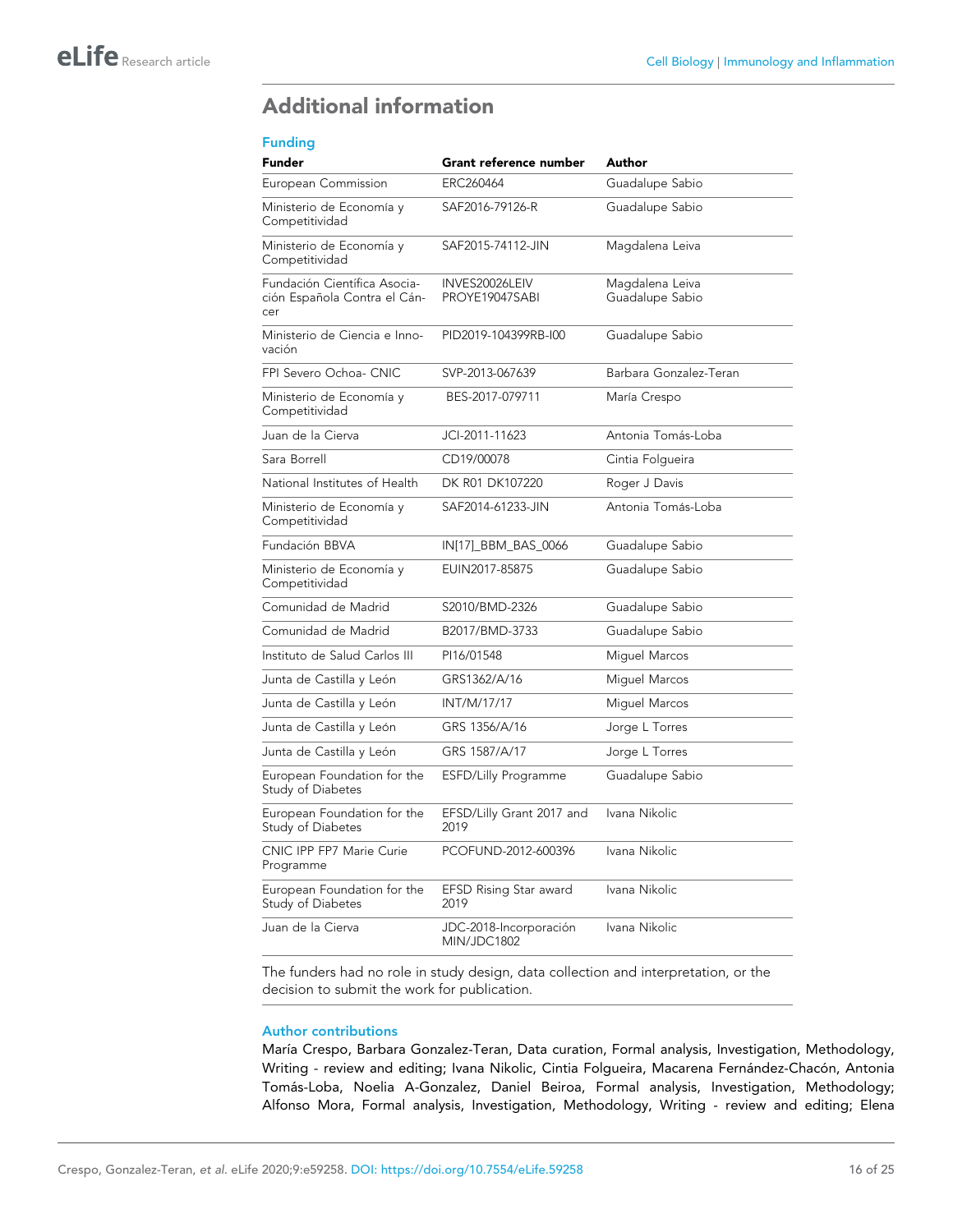## Additional information

### Funding

| Funder | Grant reference number | Author |
|---|---|---|
| European Commission | ERC260464 | Guadalupe Sabio |
| Ministerio de Economía y Competitividad | SAF2016-79126-R | Guadalupe Sabio |
| Ministerio de Economía y Competitividad | SAF2015-74112-JIN | Magdalena Leiva |
| Fundación Científica Asociación Española Contra el Cáncer | INVES20026LEIV PROYE19047SABI | Magdalena Leiva Guadalupe Sabio |
| Ministerio de Ciencia e Innovación | PID2019-104399RB-I00 | Guadalupe Sabio |
| FPI Severo Ochoa- CNIC | SVP-2013-067639 | Barbara Gonzalez-Teran |
| Ministerio de Economía y Competitividad | BES-2017-079711 | María Crespo |
| Juan de la Cierva | JCI-2011-11623 | Antonia Tomás-Loba |
| Sara Borrell | CD19/00078 | Cintia Folgueira |
| National Institutes of Health | DK R01 DK107220 | Roger J Davis |
| Ministerio de Economía y Competitividad | SAF2014-61233-JIN | Antonia Tomás-Loba |
| Fundación BBVA | IN[17]_BBM_BAS_0066 | Guadalupe Sabio |
| Ministerio de Economía y Competitividad | EUIN2017-85875 | Guadalupe Sabio |
| Comunidad de Madrid | S2010/BMD-2326 | Guadalupe Sabio |
| Comunidad de Madrid | B2017/BMD-3733 | Guadalupe Sabio |
| Instituto de Salud Carlos III | PI16/01548 | Miguel Marcos |
| Junta de Castilla y León | GRS1362/A/16 | Miguel Marcos |
| Junta de Castilla y León | INT/M/17/17 | Miguel Marcos |
| Junta de Castilla y León | GRS 1356/A/16 | Jorge L Torres |
| Junta de Castilla y León | GRS 1587/A/17 | Jorge L Torres |
| European Foundation for the Study of Diabetes | ESFD/Lilly Programme | Guadalupe Sabio |
| European Foundation for the Study of Diabetes | EFSD/Lilly Grant 2017 and 2019 | Ivana Nikolic |
| CNIC IPP FP7 Marie Curie Programme | PCOFUND-2012-600396 | Ivana Nikolic |
| European Foundation for the Study of Diabetes | EFSD Rising Star award 2019 | Ivana Nikolic |
| Juan de la Cierva | JDC-2018-Incorporación MIN/JDC1802 | Ivana Nikolic |

The funders had no role in study design, data collection and interpretation, or the decision to submit the work for publication.

### Author contributions

María Crespo, Barbara Gonzalez-Teran, Data curation, Formal analysis, Investigation, Methodology, Writing - review and editing; Ivana Nikolic, Cintia Folgueira, Macarena Fernández-Chacón, Antonia Tomás-Loba, Noelia A-Gonzalez, Daniel Beiroa, Formal analysis, Investigation, Methodology; Alfonso Mora, Formal analysis, Investigation, Methodology, Writing - review and editing; Elena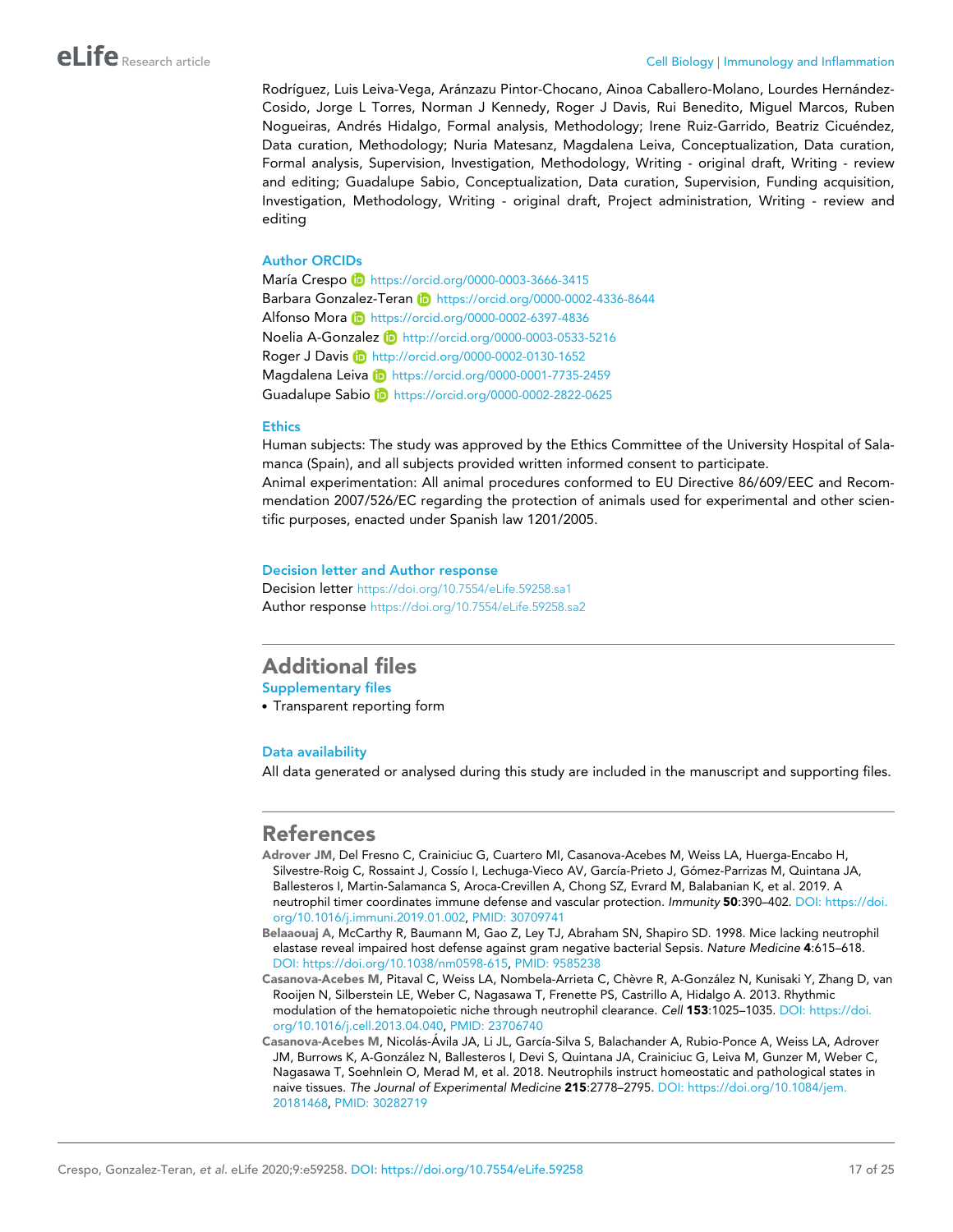Rodríguez, Luis Leiva-Vega, Aránzazu Pintor-Chocano, Ainoa Caballero-Molano, Lourdes Hernández-Cosido, Jorge L Torres, Norman J Kennedy, Roger J Davis, Rui Benedito, Miguel Marcos, Ruben Nogueiras, Andrés Hidalgo, Formal analysis, Methodology; Irene Ruiz-Garrido, Beatriz Cicuéndez, Data curation, Methodology; Nuria Matesanz, Magdalena Leiva, Conceptualization, Data curation, Formal analysis, Supervision, Investigation, Methodology, Writing - original draft, Writing - review and editing; Guadalupe Sabio, Conceptualization, Data curation, Supervision, Funding acquisition, Investigation, Methodology, Writing - original draft, Project administration, Writing - review and editing

### Author ORCIDs

María Crespo https://orcid.org/0000-0003-3666-3415
Barbara Gonzalez-Teran https://orcid.org/0000-0002-4336-8644
Alfonso Mora https://orcid.org/0000-0002-6397-4836
Noelia A-Gonzalez http://orcid.org/0000-0003-0533-5216
Roger J Davis http://orcid.org/0000-0002-0130-1652
Magdalena Leiva https://orcid.org/0000-0001-7735-2459
Guadalupe Sabio https://orcid.org/0000-0002-2822-0625

### Ethics

Human subjects: The study was approved by the Ethics Committee of the University Hospital of Salamanca (Spain), and all subjects provided written informed consent to participate.
Animal experimentation: All animal procedures conformed to EU Directive 86/609/EEC and Recommendation 2007/526/EC regarding the protection of animals used for experimental and other scientific purposes, enacted under Spanish law 1201/2005.

### Decision letter and Author response

Decision letter https://doi.org/10.7554/eLife.59258.sa1
Author response https://doi.org/10.7554/eLife.59258.sa2

## Additional files

### Supplementary files

- Transparent reporting form

### Data availability

All data generated or analysed during this study are included in the manuscript and supporting files.

## References

**Adrover JM**, Del Fresno C, Crainiciuc G, Cuartero MI, Casanova-Acebes M, Weiss LA, Huerga-Encabo H, Silvestre-Roig C, Rossaint J, Cossío I, Lechuga-Vieco AV, García-Prieto J, Gómez-Parrizas M, Quintana JA, Ballesteros I, Martin-Salamanca S, Aroca-Crevillen A, Chong SZ, Evrard M, Balabanian K, et al. 2019. A neutrophil timer coordinates immune defense and vascular protection. *Immunity* **50**:390–402. DOI: https://doi.org/10.1016/j.immuni.2019.01.002, PMID: 30709741

**Belaaouaj A**, McCarthy R, Baumann M, Gao Z, Ley TJ, Abraham SN, Shapiro SD. 1998. Mice lacking neutrophil elastase reveal impaired host defense against gram negative bacterial Sepsis. *Nature Medicine* **4**:615–618. DOI: https://doi.org/10.1038/nm0598-615, PMID: 9585238

**Casanova-Acebes M**, Pitaval C, Weiss LA, Nombela-Arrieta C, Chèvre R, A-González N, Kunisaki Y, Zhang D, van Rooijen N, Silberstein LE, Weber C, Nagasawa T, Frenette PS, Castrillo A, Hidalgo A. 2013. Rhythmic modulation of the hematopoietic niche through neutrophil clearance. *Cell* **153**:1025–1035. DOI: https://doi.org/10.1016/j.cell.2013.04.040, PMID: 23706740

**Casanova-Acebes M**, Nicolás-Ávila JA, Li JL, García-Silva S, Balachander A, Rubio-Ponce A, Weiss LA, Adrover JM, Burrows K, A-González N, Ballesteros I, Devi S, Quintana JA, Crainiciuc G, Leiva M, Gunzer M, Weber C, Nagasawa T, Soehnlein O, Merad M, et al. 2018. Neutrophils instruct homeostatic and pathological states in naive tissues. *The Journal of Experimental Medicine* **215**:2778–2795. DOI: https://doi.org/10.1084/jem.20181468, PMID: 30282719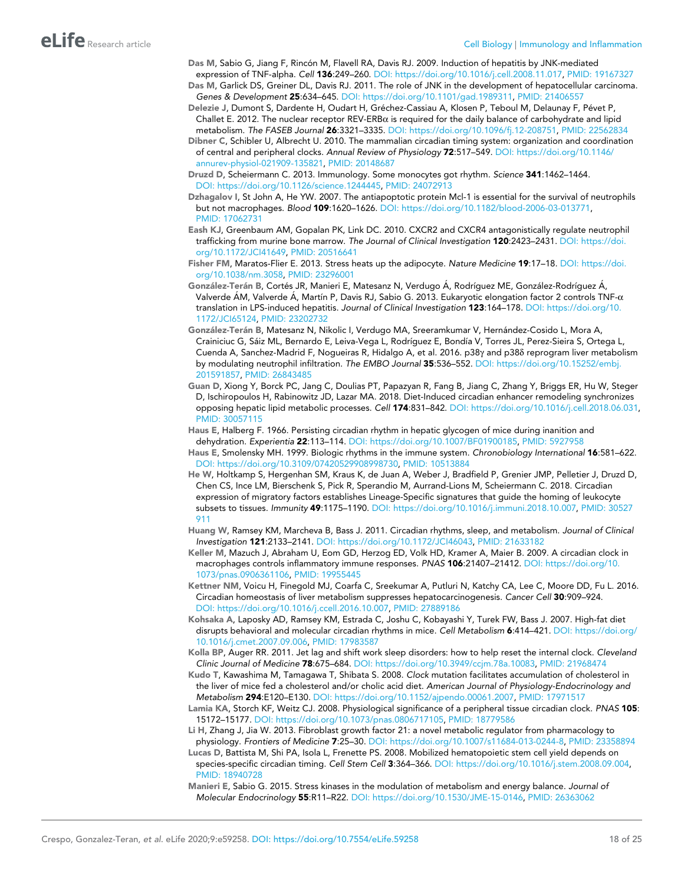Das M, Sabio G, Jiang F, Rincón M, Flavell RA, Davis RJ. 2009. Induction of hepatitis by JNK-mediated expression of TNF-alpha. *Cell* **136**:249–260. DOI: https://doi.org/10.1016/j.cell.2008.11.017, PMID: 19167327

Das M, Garlick DS, Greiner DL, Davis RJ. 2011. The role of JNK in the development of hepatocellular carcinoma. *Genes & Development* **25**:634–645. DOI: https://doi.org/10.1101/gad.1989311, PMID: 21406557

Delezie J, Dumont S, Dardente H, Oudart H, Gréchez-Cassiau A, Klosen P, Teboul M, Delaunay F, Pévet P, Challet E. 2012. The nuclear receptor REV-ERBα is required for the daily balance of carbohydrate and lipid metabolism. *The FASEB Journal* **26**:3321–3335. DOI: https://doi.org/10.1096/fj.12-208751, PMID: 22562834

Dibner C, Schibler U, Albrecht U. 2010. The mammalian circadian timing system: organization and coordination of central and peripheral clocks. *Annual Review of Physiology* **72**:517–549. DOI: https://doi.org/10.1146/annurev-physiol-021909-135821, PMID: 20148687

Druzd D, Scheiermann C. 2013. Immunology. Some monocytes got rhythm. *Science* **341**:1462–1464. DOI: https://doi.org/10.1126/science.1244445, PMID: 24072913

Dzhagalov I, St John A, He YW. 2007. The antiapoptotic protein Mcl-1 is essential for the survival of neutrophils but not macrophages. *Blood* **109**:1620–1626. DOI: https://doi.org/10.1182/blood-2006-03-013771, PMID: 17062731

Eash KJ, Greenbaum AM, Gopalan PK, Link DC. 2010. CXCR2 and CXCR4 antagonistically regulate neutrophil trafficking from murine bone marrow. *The Journal of Clinical Investigation* **120**:2423–2431. DOI: https://doi.org/10.1172/JCI41649, PMID: 20516641

Fisher FM, Maratos-Flier E. 2013. Stress heats up the adipocyte. *Nature Medicine* **19**:17–18. DOI: https://doi.org/10.1038/nm.3058, PMID: 23296001

González-Terán B, Cortés JR, Manieri E, Matesanz N, Verdugo Á, Rodríguez ME, González-Rodríguez Á, Valverde ÁM, Valverde Á, Martín P, Davis RJ, Sabio G. 2013. Eukaryotic elongation factor 2 controls TNF-α translation in LPS-induced hepatitis. *Journal of Clinical Investigation* **123**:164–178. DOI: https://doi.org/10.1172/JCI65124, PMID: 23202732

González-Terán B, Matesanz N, Nikolic I, Verdugo MA, Sreeramkumar V, Hernández-Cosido L, Mora A, Crainiciuc G, Sáiz ML, Bernardo E, Leiva-Vega L, Rodríguez E, Bondía V, Torres JL, Perez-Sieira S, Ortega L, Cuenda A, Sanchez-Madrid F, Nogueiras R, Hidalgo A, et al. 2016. p38γ and p38δ reprogram liver metabolism by modulating neutrophil infiltration. *The EMBO Journal* **35**:536–552. DOI: https://doi.org/10.15252/embj.201591857, PMID: 26843485

Guan D, Xiong Y, Borck PC, Jang C, Doulias PT, Papazyan R, Fang B, Jiang C, Zhang Y, Briggs ER, Hu W, Steger D, Ischiropoulos H, Rabinowitz JD, Lazar MA. 2018. Diet-Induced circadian enhancer remodeling synchronizes opposing hepatic lipid metabolic processes. *Cell* **174**:831–842. DOI: https://doi.org/10.1016/j.cell.2018.06.031, PMID: 30057115

Haus E, Halberg F. 1966. Persisting circadian rhythm in hepatic glycogen of mice during inanition and dehydration. *Experientia* **22**:113–114. DOI: https://doi.org/10.1007/BF01900185, PMID: 5927958

Haus E, Smolensky MH. 1999. Biologic rhythms in the immune system. *Chronobiology International* **16**:581–622. DOI: https://doi.org/10.3109/07420529908998730, PMID: 10513884

He W, Holtkamp S, Hergenhan SM, Kraus K, de Juan A, Weber J, Bradfield P, Grenier JMP, Pelletier J, Druzd D, Chen CS, Ince LM, Bierschenk S, Pick R, Sperandio M, Aurrand-Lions M, Scheiermann C. 2018. Circadian expression of migratory factors establishes Lineage-Specific signatures that guide the homing of leukocyte subsets to tissues. *Immunity* **49**:1175–1190. DOI: https://doi.org/10.1016/j.immuni.2018.10.007, PMID: 30527911

Huang W, Ramsey KM, Marcheva B, Bass J. 2011. Circadian rhythms, sleep, and metabolism. *Journal of Clinical Investigation* **121**:2133–2141. DOI: https://doi.org/10.1172/JCI46043, PMID: 21633182

Keller M, Mazuch J, Abraham U, Eom GD, Herzog ED, Volk HD, Kramer A, Maier B. 2009. A circadian clock in macrophages controls inflammatory immune responses. *PNAS* **106**:21407–21412. DOI: https://doi.org/10.1073/pnas.0906361106, PMID: 19955445

Kettner NM, Voicu H, Finegold MJ, Coarfa C, Sreekumar A, Putluri N, Katchy CA, Lee C, Moore DD, Fu L. 2016. Circadian homeostasis of liver metabolism suppresses hepatocarcinogenesis. *Cancer Cell* **30**:909–924. DOI: https://doi.org/10.1016/j.ccell.2016.10.007, PMID: 27889186

Kohsaka A, Laposky AD, Ramsey KM, Estrada C, Joshu C, Kobayashi Y, Turek FW, Bass J. 2007. High-fat diet disrupts behavioral and molecular circadian rhythms in mice. *Cell Metabolism* **6**:414–421. DOI: https://doi.org/10.1016/j.cmet.2007.09.006, PMID: 17983587

Kolla BP, Auger RR. 2011. Jet lag and shift work sleep disorders: how to help reset the internal clock. *Cleveland Clinic Journal of Medicine* **78**:675–684. DOI: https://doi.org/10.3949/ccjm.78a.10083, PMID: 21968474

Kudo T, Kawashima M, Tamagawa T, Shibata S. 2008. *Clock* mutation facilitates accumulation of cholesterol in the liver of mice fed a cholesterol and/or cholic acid diet. *American Journal of Physiology-Endocrinology and Metabolism* **294**:E120–E130. DOI: https://doi.org/10.1152/ajpendo.00061.2007, PMID: 17971517

Lamia KA, Storch KF, Weitz CJ. 2008. Physiological significance of a peripheral tissue circadian clock. *PNAS* **105**:15172–15177. DOI: https://doi.org/10.1073/pnas.0806717105, PMID: 18779586

Li H, Zhang J, Jia W. 2013. Fibroblast growth factor 21: a novel metabolic regulator from pharmacology to physiology. *Frontiers of Medicine* **7**:25–30. DOI: https://doi.org/10.1007/s11684-013-0244-8, PMID: 23358894

Lucas D, Battista M, Shi PA, Isola L, Frenette PS. 2008. Mobilized hematopoietic stem cell yield depends on species-specific circadian timing. *Cell Stem Cell* **3**:364–366. DOI: https://doi.org/10.1016/j.stem.2008.09.004, PMID: 18940728

Manieri E, Sabio G. 2015. Stress kinases in the modulation of metabolism and energy balance. *Journal of Molecular Endocrinology* **55**:R11–R22. DOI: https://doi.org/10.1530/JME-15-0146, PMID: 26363062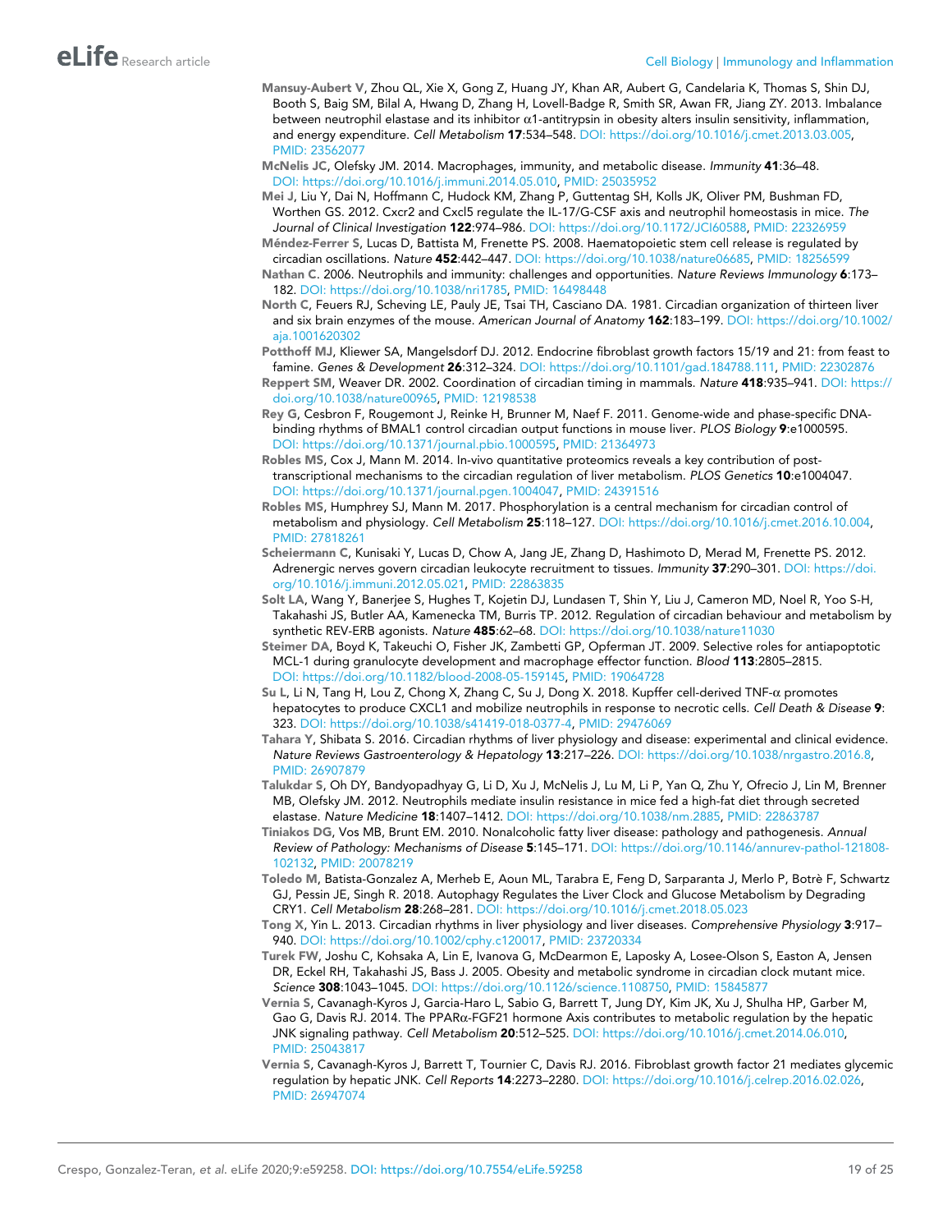**Mansuy-Aubert V**, Zhou QL, Xie X, Gong Z, Huang JY, Khan AR, Aubert G, Candelaria K, Thomas S, Shin DJ, Booth S, Baig SM, Bilal A, Hwang D, Zhang H, Lovell-Badge R, Smith SR, Awan FR, Jiang ZY. 2013. Imbalance between neutrophil elastase and its inhibitor α1-antitrypsin in obesity alters insulin sensitivity, inflammation, and energy expenditure. *Cell Metabolism* **17**:534–548. DOI: https://doi.org/10.1016/j.cmet.2013.03.005, PMID: 23562077

**McNelis JC**, Olefsky JM. 2014. Macrophages, immunity, and metabolic disease. *Immunity* **41**:36–48. DOI: https://doi.org/10.1016/j.immuni.2014.05.010, PMID: 25035952

**Mei J**, Liu Y, Dai N, Hoffmann C, Hudock KM, Zhang P, Guttentag SH, Kolls JK, Oliver PM, Bushman FD, Worthen GS. 2012. Cxcr2 and Cxcl5 regulate the IL-17/G-CSF axis and neutrophil homeostasis in mice. *The Journal of Clinical Investigation* **122**:974–986. DOI: https://doi.org/10.1172/JCI60588, PMID: 22326959

**Méndez-Ferrer S**, Lucas D, Battista M, Frenette PS. 2008. Haematopoietic stem cell release is regulated by circadian oscillations. *Nature* **452**:442–447. DOI: https://doi.org/10.1038/nature06685, PMID: 18256599

**Nathan C**. 2006. Neutrophils and immunity: challenges and opportunities. *Nature Reviews Immunology* **6**:173–182. DOI: https://doi.org/10.1038/nri1785, PMID: 16498448

**North C**, Feuers RJ, Scheving LE, Pauly JE, Tsai TH, Casciano DA. 1981. Circadian organization of thirteen liver and six brain enzymes of the mouse. *American Journal of Anatomy* **162**:183–199. DOI: https://doi.org/10.1002/aja.1001620302

**Potthoff MJ**, Kliewer SA, Mangelsdorf DJ. 2012. Endocrine fibroblast growth factors 15/19 and 21: from feast to famine. *Genes & Development* **26**:312–324. DOI: https://doi.org/10.1101/gad.184788.111, PMID: 22302876

**Reppert SM**, Weaver DR. 2002. Coordination of circadian timing in mammals. *Nature* **418**:935–941. DOI: https://doi.org/10.1038/nature00965, PMID: 12198538

**Rey G**, Cesbron F, Rougemont J, Reinke H, Brunner M, Naef F. 2011. Genome-wide and phase-specific DNA-binding rhythms of BMAL1 control circadian output functions in mouse liver. *PLOS Biology* **9**:e1000595. DOI: https://doi.org/10.1371/journal.pbio.1000595, PMID: 21364973

**Robles MS**, Cox J, Mann M. 2014. In-vivo quantitative proteomics reveals a key contribution of post-transcriptional mechanisms to the circadian regulation of liver metabolism. *PLOS Genetics* **10**:e1004047. DOI: https://doi.org/10.1371/journal.pgen.1004047, PMID: 24391516

**Robles MS**, Humphrey SJ, Mann M. 2017. Phosphorylation is a central mechanism for circadian control of metabolism and physiology. *Cell Metabolism* **25**:118–127. DOI: https://doi.org/10.1016/j.cmet.2016.10.004, PMID: 27818261

**Scheiermann C**, Kunisaki Y, Lucas D, Chow A, Jang JE, Zhang D, Hashimoto D, Merad M, Frenette PS. 2012. Adrenergic nerves govern circadian leukocyte recruitment to tissues. *Immunity* **37**:290–301. DOI: https://doi.org/10.1016/j.immuni.2012.05.021, PMID: 22863835

**Solt LA**, Wang Y, Banerjee S, Hughes T, Kojetin DJ, Lundasen T, Shin Y, Liu J, Cameron MD, Noel R, Yoo S-H, Takahashi JS, Butler AA, Kamenecka TM, Burris TP. 2012. Regulation of circadian behaviour and metabolism by synthetic REV-ERB agonists. *Nature* **485**:62–68. DOI: https://doi.org/10.1038/nature11030

**Steimer DA**, Boyd K, Takeuchi O, Fisher JK, Zambetti GP, Opferman JT. 2009. Selective roles for antiapoptotic MCL-1 during granulocyte development and macrophage effector function. *Blood* **113**:2805–2815. DOI: https://doi.org/10.1182/blood-2008-05-159145, PMID: 19064728

**Su L**, Li N, Tang H, Lou Z, Chong X, Zhang C, Su J, Dong X. 2018. Kupffer cell-derived TNF-α promotes hepatocytes to produce CXCL1 and mobilize neutrophils in response to necrotic cells. *Cell Death & Disease* **9**:323. DOI: https://doi.org/10.1038/s41419-018-0377-4, PMID: 29476069

**Tahara Y**, Shibata S. 2016. Circadian rhythms of liver physiology and disease: experimental and clinical evidence. *Nature Reviews Gastroenterology & Hepatology* **13**:217–226. DOI: https://doi.org/10.1038/nrgastro.2016.8, PMID: 26907879

**Talukdar S**, Oh DY, Bandyopadhyay G, Li D, Xu J, McNelis J, Lu M, Li P, Yan Q, Zhu Y, Ofrecio J, Lin M, Brenner MB, Olefsky JM. 2012. Neutrophils mediate insulin resistance in mice fed a high-fat diet through secreted elastase. *Nature Medicine* **18**:1407–1412. DOI: https://doi.org/10.1038/nm.2885, PMID: 22863787

**Tiniakos DG**, Vos MB, Brunt EM. 2010. Nonalcoholic fatty liver disease: pathology and pathogenesis. *Annual Review of Pathology: Mechanisms of Disease* **5**:145–171. DOI: https://doi.org/10.1146/annurev-pathol-121808-102132, PMID: 20078219

**Toledo M**, Batista-Gonzalez A, Merheb E, Aoun ML, Tarabra E, Feng D, Sarparanta J, Merlo P, Botrè F, Schwartz GJ, Pessin JE, Singh R. 2018. Autophagy Regulates the Liver Clock and Glucose Metabolism by Degrading CRY1. *Cell Metabolism* **28**:268–281. DOI: https://doi.org/10.1016/j.cmet.2018.05.023

**Tong X**, Yin L. 2013. Circadian rhythms in liver physiology and liver diseases. *Comprehensive Physiology* **3**:917–940. DOI: https://doi.org/10.1002/cphy.c120017, PMID: 23720334

**Turek FW**, Joshu C, Kohsaka A, Lin E, Ivanova G, McDearmon E, Laposky A, Losee-Olson S, Easton A, Jensen DR, Eckel RH, Takahashi JS, Bass J. 2005. Obesity and metabolic syndrome in circadian clock mutant mice. *Science* **308**:1043–1045. DOI: https://doi.org/10.1126/science.1108750, PMID: 15845877

**Vernia S**, Cavanagh-Kyros J, Garcia-Haro L, Sabio G, Barrett T, Jung DY, Kim JK, Xu J, Shulha HP, Garber M, Gao G, Davis RJ. 2014. The PPARα-FGF21 hormone Axis contributes to metabolic regulation by the hepatic JNK signaling pathway. *Cell Metabolism* **20**:512–525. DOI: https://doi.org/10.1016/j.cmet.2014.06.010, PMID: 25043817

**Vernia S**, Cavanagh-Kyros J, Barrett T, Tournier C, Davis RJ. 2016. Fibroblast growth factor 21 mediates glycemic regulation by hepatic JNK. *Cell Reports* **14**:2273–2280. DOI: https://doi.org/10.1016/j.celrep.2016.02.026, PMID: 26947074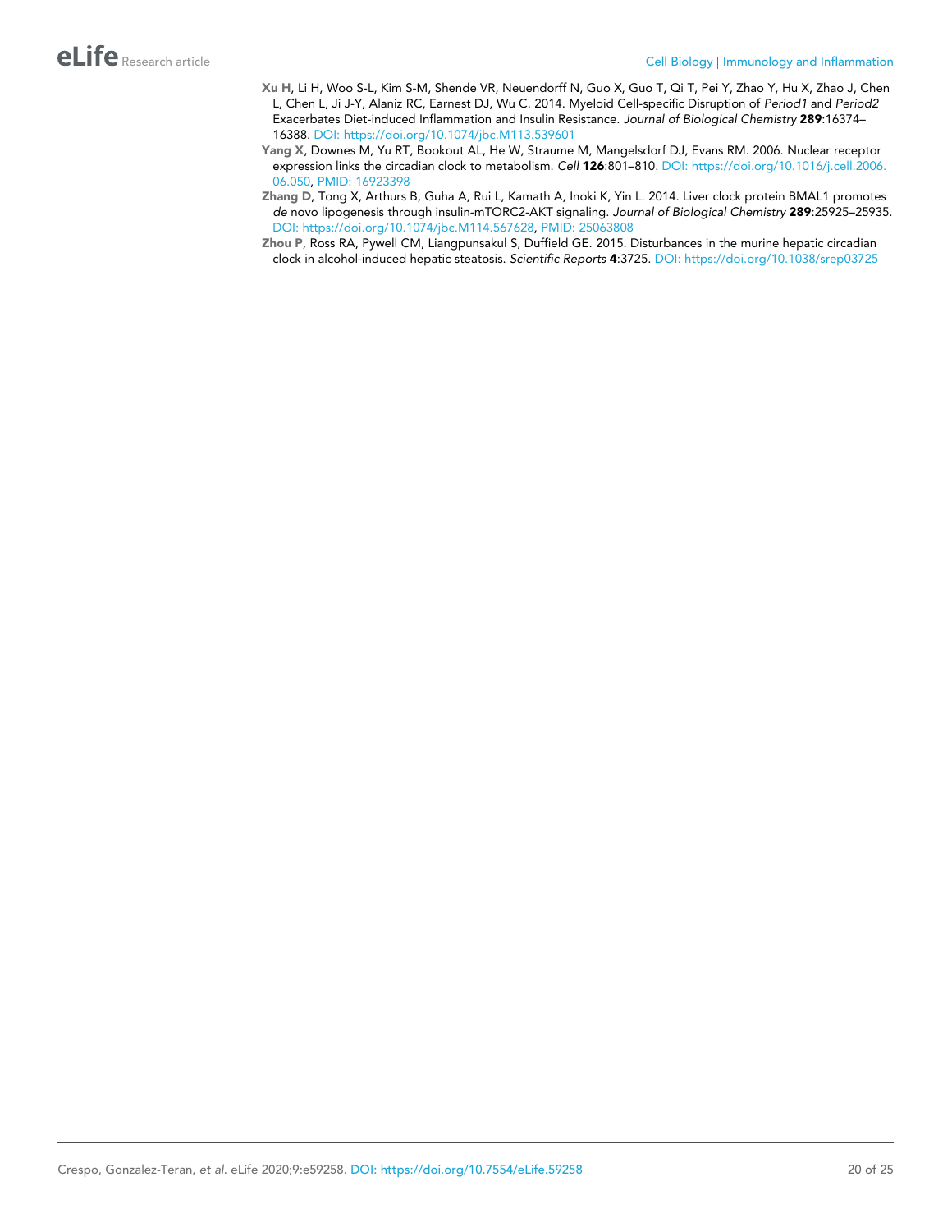Xu H, Li H, Woo S-L, Kim S-M, Shende VR, Neuendorff N, Guo X, Guo T, Qi T, Pei Y, Zhao Y, Hu X, Zhao J, Chen L, Chen L, Ji J-Y, Alaniz RC, Earnest DJ, Wu C. 2014. Myeloid Cell-specific Disruption of *Period1* and *Period2* Exacerbates Diet-induced Inflammation and Insulin Resistance. *Journal of Biological Chemistry* **289**:16374–16388. DOI: https://doi.org/10.1074/jbc.M113.539601

Yang X, Downes M, Yu RT, Bookout AL, He W, Straume M, Mangelsdorf DJ, Evans RM. 2006. Nuclear receptor expression links the circadian clock to metabolism. *Cell* **126**:801–810. DOI: https://doi.org/10.1016/j.cell.2006.06.050, PMID: 16923398

Zhang D, Tong X, Arthurs B, Guha A, Rui L, Kamath A, Inoki K, Yin L. 2014. Liver clock protein BMAL1 promotes *de* novo lipogenesis through insulin-mTORC2-AKT signaling. *Journal of Biological Chemistry* **289**:25925–25935. DOI: https://doi.org/10.1074/jbc.M114.567628, PMID: 25063808

Zhou P, Ross RA, Pywell CM, Liangpunsakul S, Duffield GE. 2015. Disturbances in the murine hepatic circadian clock in alcohol-induced hepatic steatosis. *Scientific Reports* **4**:3725. DOI: https://doi.org/10.1038/srep03725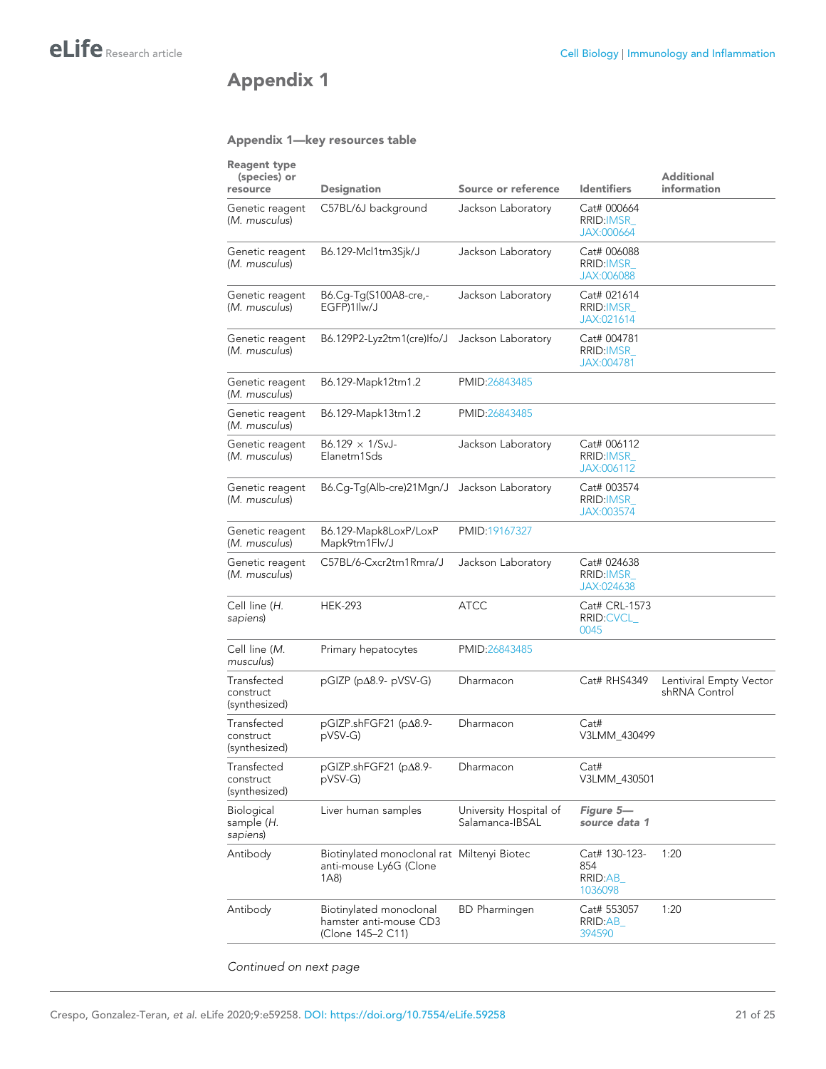# Appendix 1

### Appendix 1—key resources table

| Reagent type (species) or resource | Designation | Source or reference | Identifiers | Additional information |
|---|---|---|---|---|
| Genetic reagent (*M. musculus*) | C57BL/6J background | Jackson Laboratory | Cat# 000664 RRID:IMSR_JAX:000664 | |
| Genetic reagent (*M. musculus*) | B6.129-Mcl1tm3Sjk/J | Jackson Laboratory | Cat# 006088 RRID:IMSR_JAX:006088 | |
| Genetic reagent (*M. musculus*) | B6.Cg-Tg(S100A8-cre,-EGFP)1Ilw/J | Jackson Laboratory | Cat# 021614 RRID:IMSR_JAX:021614 | |
| Genetic reagent (*M. musculus*) | B6.129P2-Lyz2tm1(cre)Ifo/J | Jackson Laboratory | Cat# 004781 RRID:IMSR_JAX:004781 | |
| Genetic reagent (*M. musculus*) | B6.129-Mapk12tm1.2 | PMID:26843485 | | |
| Genetic reagent (*M. musculus*) | B6.129-Mapk13tm1.2 | PMID:26843485 | | |
| Genetic reagent (*M. musculus*) | B6.129 × 1/SvJ-Elanetm1Sds | Jackson Laboratory | Cat# 006112 RRID:IMSR_JAX:006112 | |
| Genetic reagent (*M. musculus*) | B6.Cg-Tg(Alb-cre)21Mgn/J | Jackson Laboratory | Cat# 003574 RRID:IMSR_JAX:003574 | |
| Genetic reagent (*M. musculus*) | B6.129-Mapk8LoxP/LoxP Mapk9tm1Flv/J | PMID:19167327 | | |
| Genetic reagent (*M. musculus*) | C57BL/6-Cxcr2tm1Rmra/J | Jackson Laboratory | Cat# 024638 RRID:IMSR_JAX:024638 | |
| Cell line (*H. sapiens*) | HEK-293 | ATCC | Cat# CRL-1573 RRID:CVCL_0045 | |
| Cell line (*M. musculus*) | Primary hepatocytes | PMID:26843485 | | |
| Transfected construct (synthesized) | pGIZP (pΔ8.9- pVSV-G) | Dharmacon | Cat# RHS4349 | Lentiviral Empty Vector shRNA Control |
| Transfected construct (synthesized) | pGIZP.shFGF21 (pΔ8.9-pVSV-G) | Dharmacon | Cat# V3LMM_430499 | |
| Transfected construct (synthesized) | pGIZP.shFGF21 (pΔ8.9-pVSV-G) | Dharmacon | Cat# V3LMM_430501 | |
| Biological sample (*H. sapiens*) | Liver human samples | University Hospital of Salamanca-IBSAL | ***Figure 5—source data 1*** | |
| Antibody | Biotinylated monoclonal rat anti-mouse Ly6G (Clone 1A8) | Miltenyi Biotec | Cat# 130-123-854 RRID:AB_1036098 | 1:20 |
| Antibody | Biotinylated monoclonal hamster anti-mouse CD3 (Clone 145–2 C11) | BD Pharmingen | Cat# 553057 RRID:AB_394590 | 1:20 |

*Continued on next page*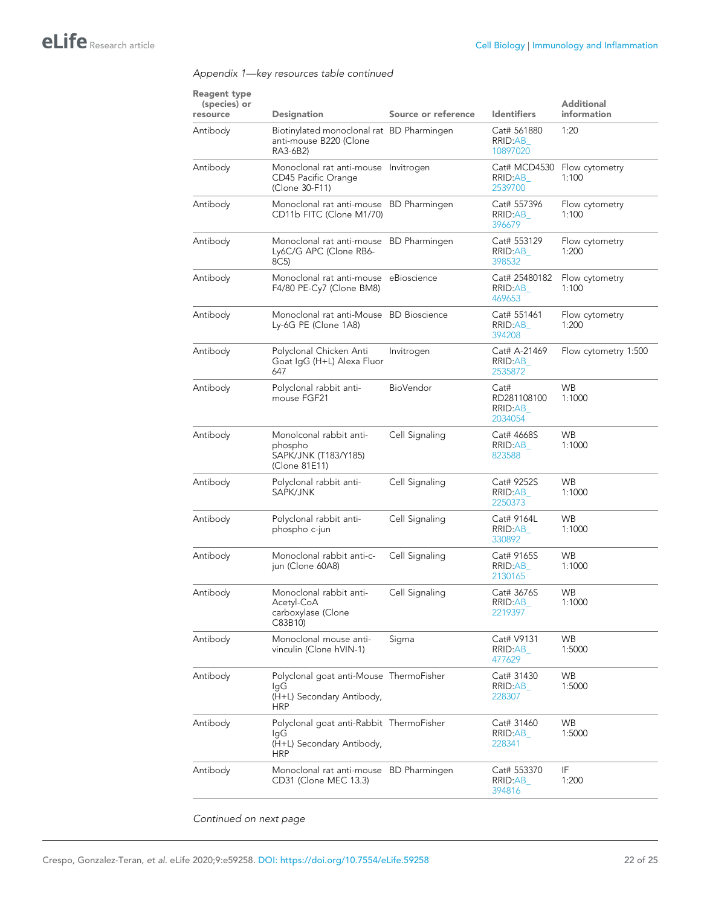*Appendix 1—key resources table continued*

| Reagent type (species) or resource | Designation | Source or reference | Identifiers | Additional information |
|---|---|---|---|---|
| Antibody | Biotinylated monoclonal rat anti-mouse B220 (Clone RA3-6B2) | BD Pharmingen | Cat# 561880 RRID:AB_10897020 | 1:20 |
| Antibody | Monoclonal rat anti-mouse CD45 Pacific Orange (Clone 30-F11) | Invitrogen | Cat# MCD4530 RRID:AB_2539700 | Flow cytometry 1:100 |
| Antibody | Monoclonal rat anti-mouse CD11b FITC (Clone M1/70) | BD Pharmingen | Cat# 557396 RRID:AB_396679 | Flow cytometry 1:100 |
| Antibody | Monoclonal rat anti-mouse Ly6C/G APC (Clone RB6-8C5) | BD Pharmingen | Cat# 553129 RRID:AB_398532 | Flow cytometry 1:200 |
| Antibody | Monoclonal rat anti-mouse F4/80 PE-Cy7 (Clone BM8) | eBioscience | Cat# 25480182 RRID:AB_469653 | Flow cytometry 1:100 |
| Antibody | Monoclonal rat anti-Mouse Ly-6G PE (Clone 1A8) | BD Bioscience | Cat# 551461 RRID:AB_394208 | Flow cytometry 1:200 |
| Antibody | Polyclonal Chicken Anti Goat IgG (H+L) Alexa Fluor 647 | Invitrogen | Cat# A-21469 RRID:AB_2535872 | Flow cytometry 1:500 |
| Antibody | Polyclonal rabbit anti-mouse FGF21 | BioVendor | Cat# RD281108100 RRID:AB_2034054 | WB 1:1000 |
| Antibody | Monolconal rabbit anti-phospho SAPK/JNK (T183/Y185) (Clone 81E11) | Cell Signaling | Cat# 4668S RRID:AB_823588 | WB 1:1000 |
| Antibody | Polyclonal rabbit anti-SAPK/JNK | Cell Signaling | Cat# 9252S RRID:AB_2250373 | WB 1:1000 |
| Antibody | Polyclonal rabbit anti-phospho c-jun | Cell Signaling | Cat# 9164L RRID:AB_330892 | WB 1:1000 |
| Antibody | Monoclonal rabbit anti-c-jun (Clone 60A8) | Cell Signaling | Cat# 9165S RRID:AB_2130165 | WB 1:1000 |
| Antibody | Monolconal rabbit anti-Acetyl-CoA carboxylase (Clone C83B10) | Cell Signaling | Cat# 3676S RRID:AB_2219397 | WB 1:1000 |
| Antibody | Monoclonal mouse anti-vinculin (Clone hVIN-1) | Sigma | Cat# V9131 RRID:AB_477629 | WB 1:5000 |
| Antibody | Polyclonal goat anti-Mouse IgG (H+L) Secondary Antibody, HRP | ThermoFisher | Cat# 31430 RRID:AB_228307 | WB 1:5000 |
| Antibody | Polyclonal goat anti-Rabbit IgG (H+L) Secondary Antibody, HRP | ThermoFisher | Cat# 31460 RRID:AB_228341 | WB 1:5000 |
| Antibody | Monoclonal rat anti-mouse CD31 (Clone MEC 13.3) | BD Pharmingen | Cat# 553370 RRID:AB_394816 | IF 1:200 |

*Continued on next page*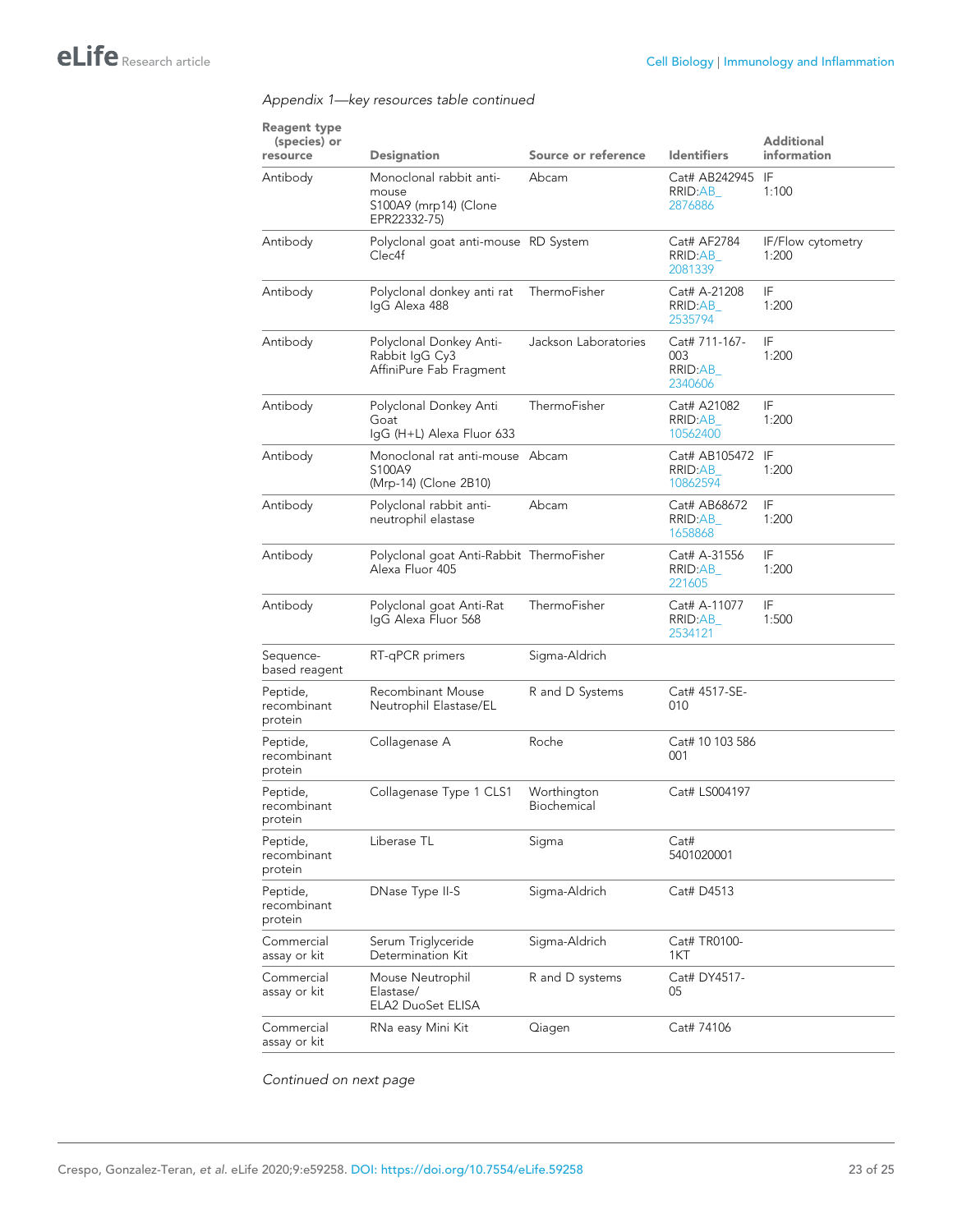*Appendix 1—key resources table continued*

| Reagent type (species) or resource | Designation | Source or reference | Identifiers | Additional information |
| --- | --- | --- | --- | --- |
| Antibody | Monoclonal rabbit anti-mouse S100A9 (mrp14) (Clone EPR22332-75) | Abcam | Cat# AB242945 RRID:AB_2876886 | IF 1:100 |
| Antibody | Polyclonal goat anti-mouse Clec4f | RD System | Cat# AF2784 RRID:AB_2081339 | IF/Flow cytometry 1:200 |
| Antibody | Polyclonal donkey anti rat IgG Alexa 488 | ThermoFisher | Cat# A-21208 RRID:AB_2535794 | IF 1:200 |
| Antibody | Polyclonal Donkey Anti-Rabbit IgG Cy3 AffiniPure Fab Fragment | Jackson Laboratories | Cat# 711-167-003 RRID:AB_2340606 | IF 1:200 |
| Antibody | Polyclonal Donkey Anti Goat IgG (H+L) Alexa Fluor 633 | ThermoFisher | Cat# A21082 RRID:AB_10562400 | IF 1:200 |
| Antibody | Monoclonal rat anti-mouse S100A9 (Mrp-14) (Clone 2B10) | Abcam | Cat# AB105472 RRID:AB_10862594 | IF 1:200 |
| Antibody | Polyclonal rabbit anti-neutrophil elastase | Abcam | Cat# AB68672 RRID:AB_1658868 | IF 1:200 |
| Antibody | Polyclonal goat Anti-Rabbit Alexa Fluor 405 | ThermoFisher | Cat# A-31556 RRID:AB_221605 | IF 1:200 |
| Antibody | Polyclonal goat Anti-Rat IgG Alexa Fluor 568 | ThermoFisher | Cat# A-11077 RRID:AB_2534121 | IF 1:500 |
| Sequence-based reagent | RT-qPCR primers | Sigma-Aldrich | | |
| Peptide, recombinant protein | Recombinant Mouse Neutrophil Elastase/EL | R and D Systems | Cat# 4517-SE-010 | |
| Peptide, recombinant protein | Collagenase A | Roche | Cat# 10 103 586 001 | |
| Peptide, recombinant protein | Collagenase Type 1 CLS1 | Worthington Biochemical | Cat# LS004197 | |
| Peptide, recombinant protein | Liberase TL | Sigma | Cat# 5401020001 | |
| Peptide, recombinant protein | DNase Type II-S | Sigma-Aldrich | Cat# D4513 | |
| Commercial assay or kit | Serum Triglyceride Determination Kit | Sigma-Aldrich | Cat# TR0100-1KT | |
| Commercial assay or kit | Mouse Neutrophil Elastase/ ELA2 DuoSet ELISA | R and D systems | Cat# DY4517-05 | |
| Commercial assay or kit | RNa easy Mini Kit | Qiagen | Cat# 74106 | |

*Continued on next page*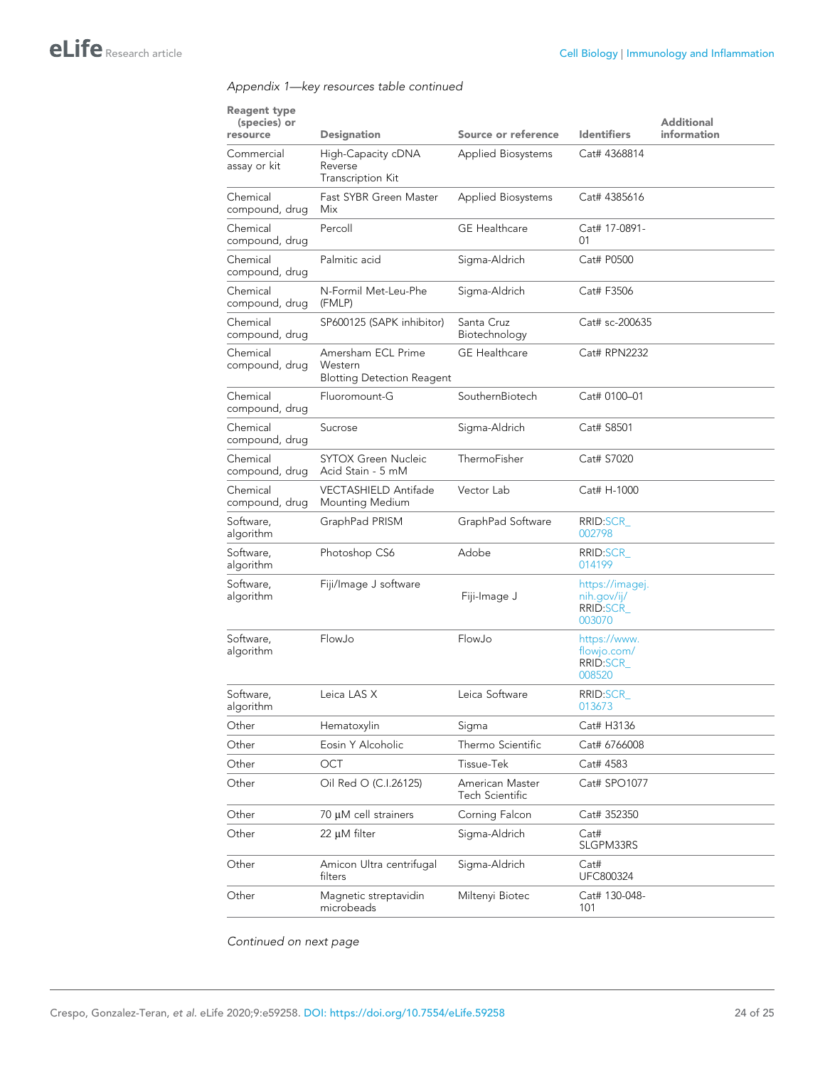*Appendix 1—key resources table continued*

| Reagent type (species) or resource | Designation | Source or reference | Identifiers | Additional information |
|---|---|---|---|---|
| Commercial assay or kit | High-Capacity cDNA Reverse Transcription Kit | Applied Biosystems | Cat# 4368814 | |
| Chemical compound, drug | Fast SYBR Green Master Mix | Applied Biosystems | Cat# 4385616 | |
| Chemical compound, drug | Percoll | GE Healthcare | Cat# 17-0891-01 | |
| Chemical compound, drug | Palmitic acid | Sigma-Aldrich | Cat# P0500 | |
| Chemical compound, drug | N-Formil Met-Leu-Phe (FMLP) | Sigma-Aldrich | Cat# F3506 | |
| Chemical compound, drug | SP600125 (SAPK inhibitor) | Santa Cruz Biotechnology | Cat# sc-200635 | |
| Chemical compound, drug | Amersham ECL Prime Western Blotting Detection Reagent | GE Healthcare | Cat# RPN2232 | |
| Chemical compound, drug | Fluoromount-G | SouthernBiotech | Cat# 0100–01 | |
| Chemical compound, drug | Sucrose | Sigma-Aldrich | Cat# S8501 | |
| Chemical compound, drug | SYTOX Green Nucleic Acid Stain - 5 mM | ThermoFisher | Cat# S7020 | |
| Chemical compound, drug | VECTASHIELD Antifade Mounting Medium | Vector Lab | Cat# H-1000 | |
| Software, algorithm | GraphPad PRISM | GraphPad Software | RRID:SCR_002798 | |
| Software, algorithm | Photoshop CS6 | Adobe | RRID:SCR_014199 | |
| Software, algorithm | Fiji/Image J software | Fiji-Image J | https://imagej.nih.gov/ij/ RRID:SCR_003070 | |
| Software, algorithm | FlowJo | FlowJo | https://www.flowjo.com/ RRID:SCR_008520 | |
| Software, algorithm | Leica LAS X | Leica Software | RRID:SCR_013673 | |
| Other | Hematoxylin | Sigma | Cat# H3136 | |
| Other | Eosin Y Alcoholic | Thermo Scientific | Cat# 6766008 | |
| Other | OCT | Tissue-Tek | Cat# 4583 | |
| Other | Oil Red O (C.I.26125) | American Master Tech Scientific | Cat# SPO1077 | |
| Other | 70 µM cell strainers | Corning Falcon | Cat# 352350 | |
| Other | 22 µM filter | Sigma-Aldrich | Cat# SLGPM33RS | |
| Other | Amicon Ultra centrifugal filters | Sigma-Aldrich | Cat# UFC800324 | |
| Other | Magnetic streptavidin microbeads | Miltenyi Biotec | Cat# 130-048-101 | |

*Continued on next page*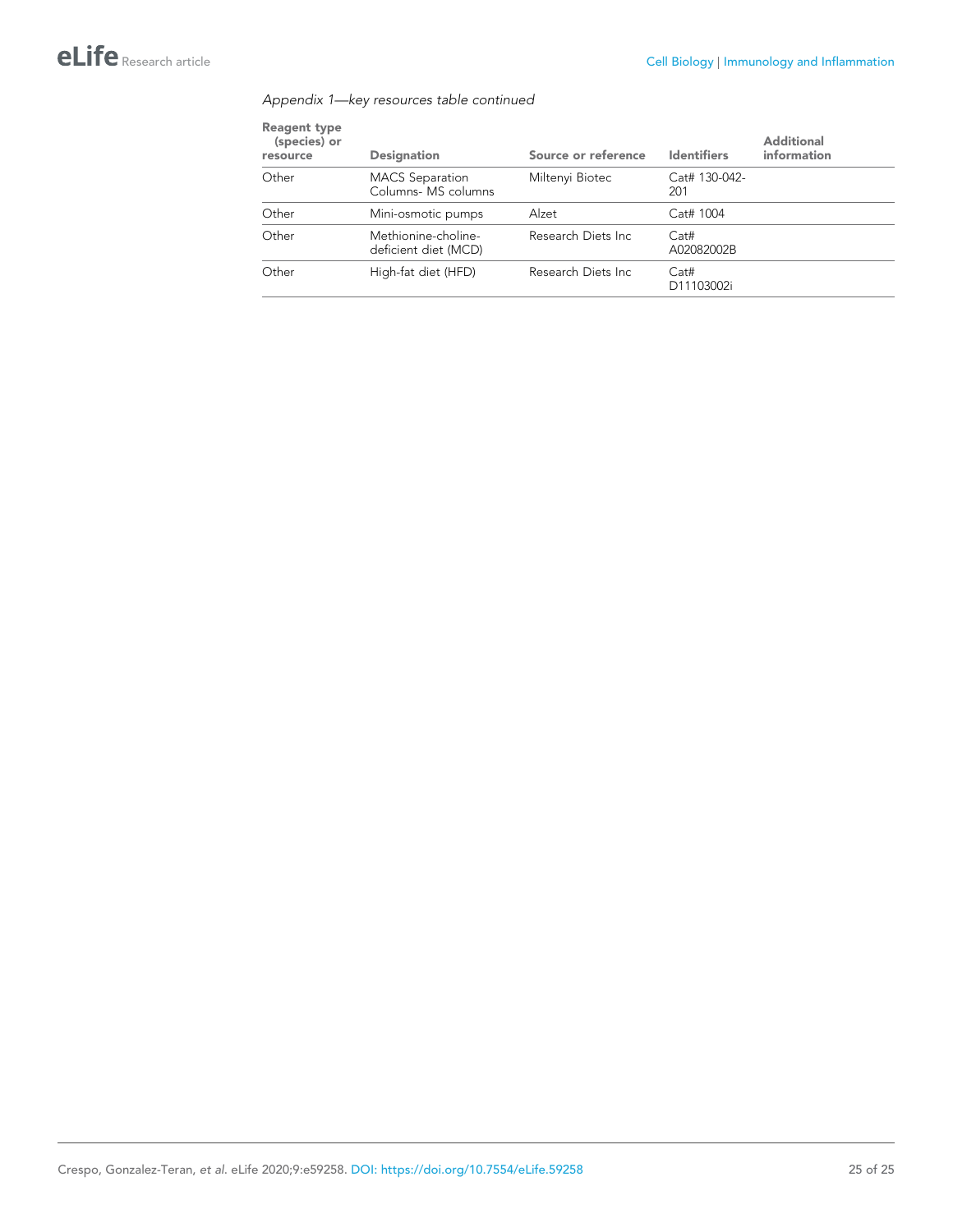*Appendix 1—key resources table continued*

| Reagent type (species) or resource | Designation | Source or reference | Identifiers | Additional information |
|---|---|---|---|---|
| Other | MACS Separation Columns- MS columns | Miltenyi Biotec | Cat# 130-042-201 | |
| Other | Mini-osmotic pumps | Alzet | Cat# 1004 | |
| Other | Methionine-choline-deficient diet (MCD) | Research Diets Inc | Cat# A02082002B | |
| Other | High-fat diet (HFD) | Research Diets Inc | Cat# D11103002i | |